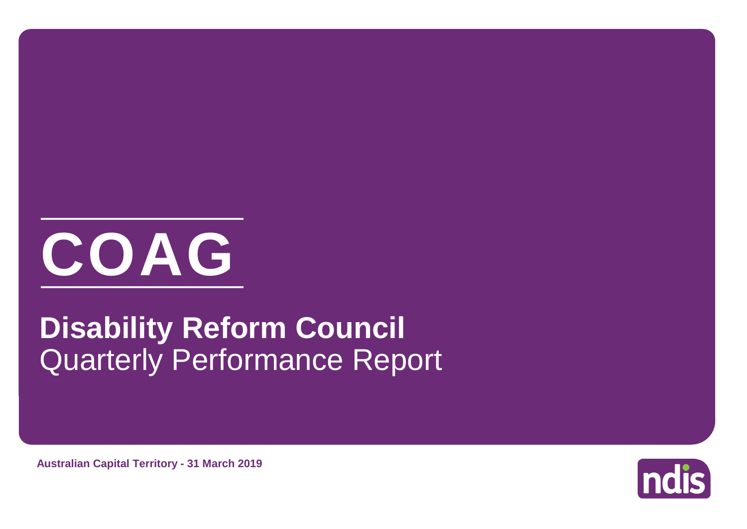# COAG

## **Disability Reform Council**
Quarterly Performance Report

**Australian Capital Territory - 31 March 2019**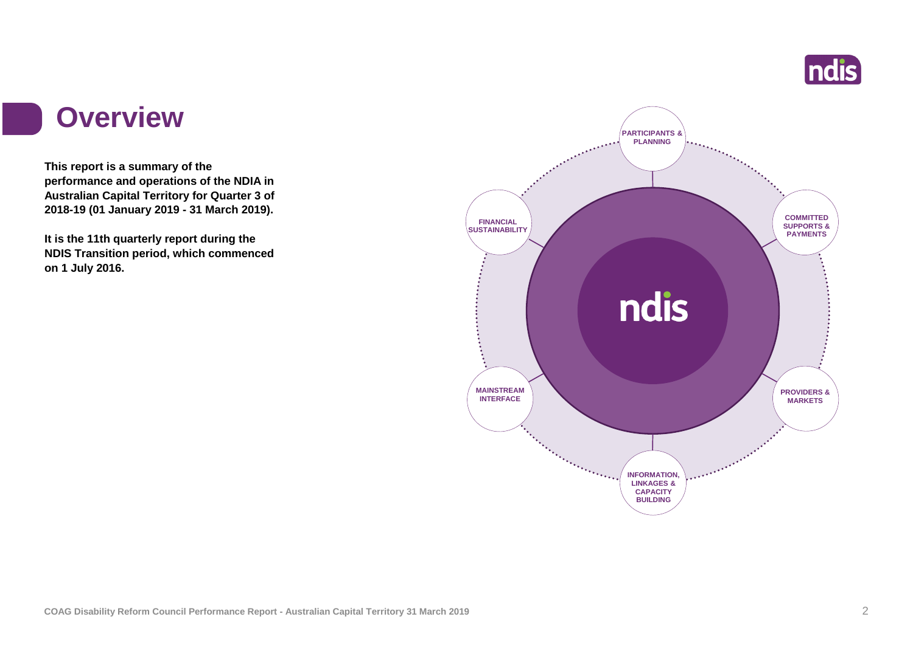# Overview

**This report is a summary of the performance and operations of the NDIA in Australian Capital Territory for Quarter 3 of 2018-19 (01 January 2019 - 31 March 2019).**

**It is the 11th quarterly report during the NDIS Transition period, which commenced on 1 July 2016.**

ndis

- PARTICIPANTS & PLANNING
- COMMITTED SUPPORTS & PAYMENTS
- PROVIDERS & MARKETS
- INFORMATION, LINKAGES & CAPACITY BUILDING
- MAINSTREAM INTERFACE
- FINANCIAL SUSTAINABILITY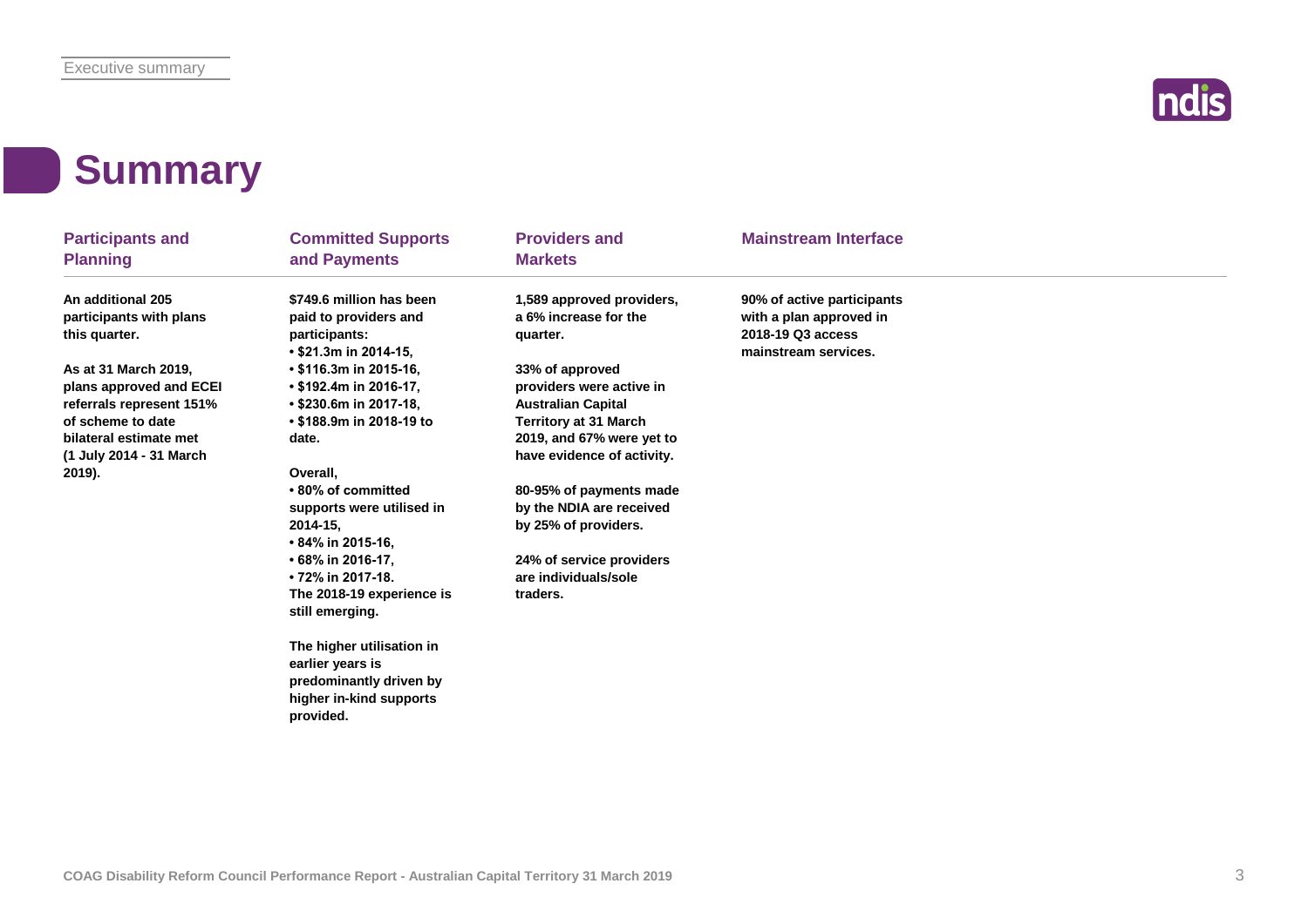# Summary

## Participants and Planning

**An additional 205 participants with plans this quarter.**

**As at 31 March 2019, plans approved and ECEI referrals represent 151% of scheme to date bilateral estimate met (1 July 2014 - 31 March 2019).**

## Committed Supports and Payments

**$749.6 million has been paid to providers and participants:**

- **$21.3m in 2014-15,**
- **$116.3m in 2015-16,**
- **$192.4m in 2016-17,**
- **$230.6m in 2017-18,**
- **$188.9m in 2018-19 to date.**

**Overall,**

- **80% of committed supports were utilised in 2014-15,**
- **84% in 2015-16,**
- **68% in 2016-17,**
- **72% in 2017-18.**

**The 2018-19 experience is still emerging.**

**The higher utilisation in earlier years is predominantly driven by higher in-kind supports provided.**

## Providers and Markets

**1,589 approved providers, a 6% increase for the quarter.**

**33% of approved providers were active in Australian Capital Territory at 31 March 2019, and 67% were yet to have evidence of activity.**

**80-95% of payments made by the NDIA are received by 25% of providers.**

**24% of service providers are individuals/sole traders.**

## Mainstream Interface

**90% of active participants with a plan approved in 2018-19 Q3 access mainstream services.**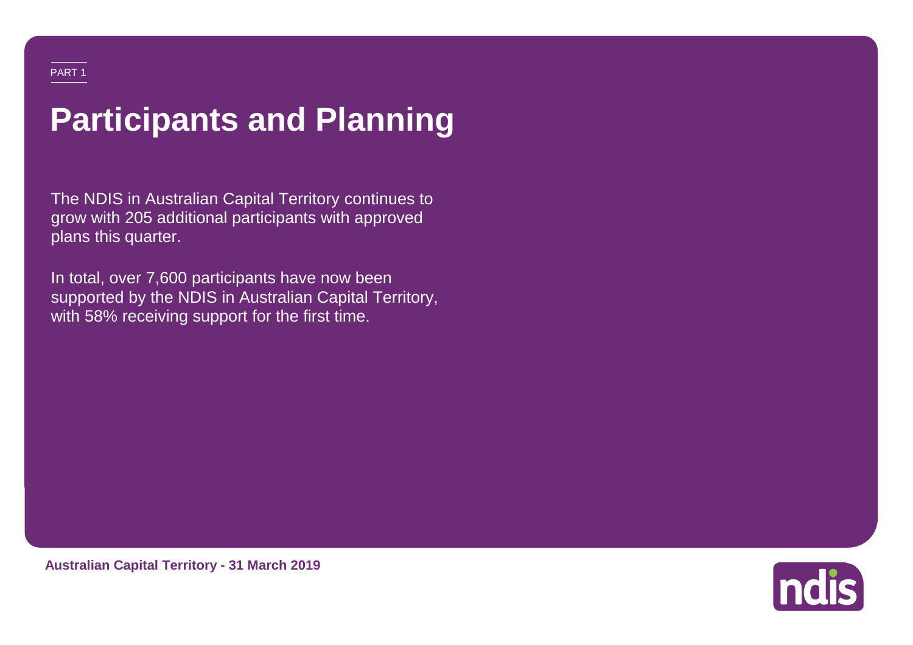PART 1

# Participants and Planning

The NDIS in Australian Capital Territory continues to grow with 205 additional participants with approved plans this quarter.

In total, over 7,600 participants have now been supported by the NDIS in Australian Capital Territory, with 58% receiving support for the first time.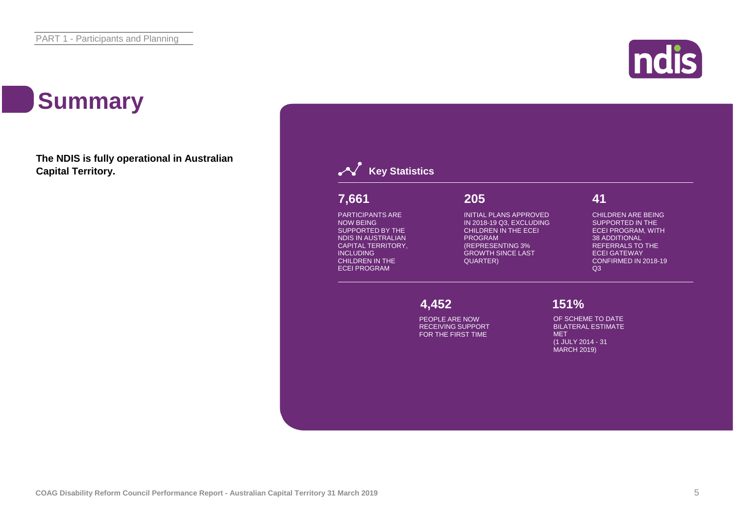# Summary

**The NDIS is fully operational in Australian Capital Territory.**

## Key Statistics

**7,661**

PARTICIPANTS ARE NOW BEING SUPPORTED BY THE NDIS IN AUSTRALIAN CAPITAL TERRITORY, INCLUDING CHILDREN IN THE ECEI PROGRAM

**205**

INITIAL PLANS APPROVED IN 2018-19 Q3, EXCLUDING CHILDREN IN THE ECEI PROGRAM (REPRESENTING 3% GROWTH SINCE LAST QUARTER)

**41**

CHILDREN ARE BEING SUPPORTED IN THE ECEI PROGRAM, WITH 38 ADDITIONAL REFERRALS TO THE ECEI GATEWAY CONFIRMED IN 2018-19 Q3

**4,452**

PEOPLE ARE NOW RECEIVING SUPPORT FOR THE FIRST TIME

**151%**

OF SCHEME TO DATE BILATERAL ESTIMATE MET (1 JULY 2014 - 31 MARCH 2019)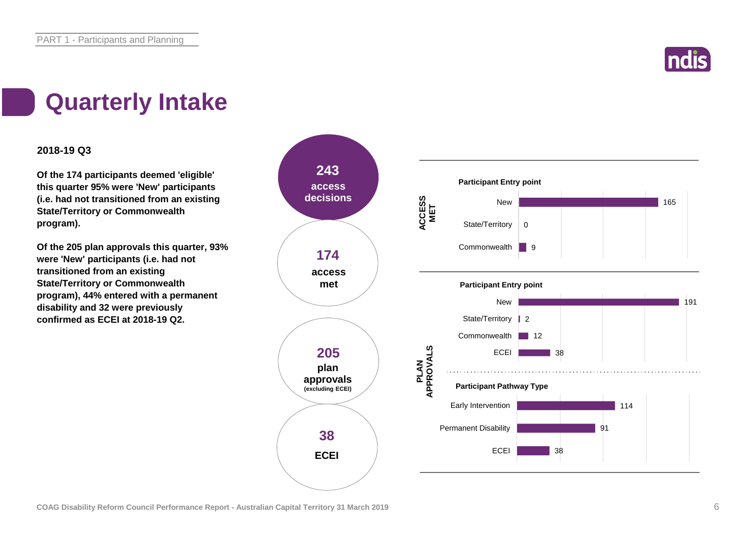# Quarterly Intake

**2018-19 Q3**

**Of the 174 participants deemed 'eligible' this quarter 95% were 'New' participants (i.e. had not transitioned from an existing State/Territory or Commonwealth program).**

**Of the 205 plan approvals this quarter, 93% were 'New' participants (i.e. had not transitioned from an existing State/Territory or Commonwealth program), 44% entered with a permanent disability and 32 were previously confirmed as ECEI at 2018-19 Q2.**

**243** access decisions

**174** access met

**205** plan approvals (excluding ECEI)

**38** ECEI

**ACCESS MET**

**Participant Entry point**

| Entry point | Count |
|---|---|
| New | 165 |
| State/Territory | 0 |
| Commonwealth | 9 |

**PLAN APPROVALS**

**Participant Entry point**

| Entry point | Count |
|---|---|
| New | 191 |
| State/Territory | 2 |
| Commonwealth | 12 |
| ECEI | 38 |

**Participant Pathway Type**

| Pathway Type | Count |
|---|---|
| Early Intervention | 114 |
| Permanent Disability | 91 |
| ECEI | 38 |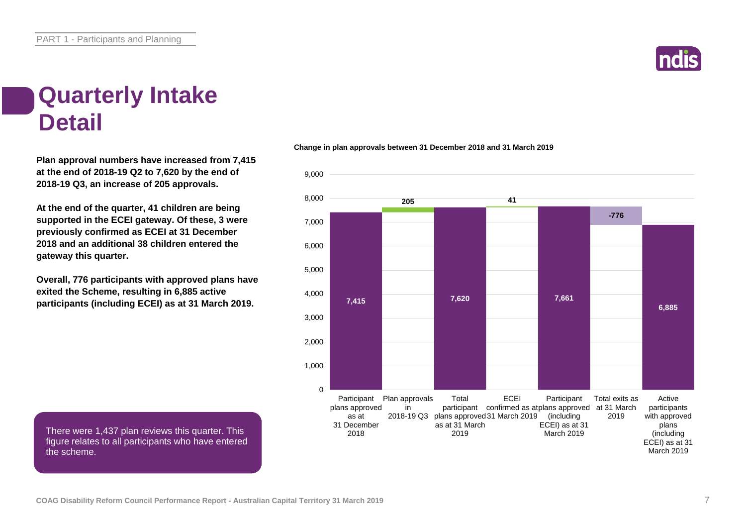# Quarterly Intake Detail

**Plan approval numbers have increased from 7,415 at the end of 2018-19 Q2 to 7,620 by the end of 2018-19 Q3, an increase of 205 approvals.**

**At the end of the quarter, 41 children are being supported in the ECEI gateway. Of these, 3 were previously confirmed as ECEI at 31 December 2018 and an additional 38 children entered the gateway this quarter.**

**Overall, 776 participants with approved plans have exited the Scheme, resulting in 6,885 active participants (including ECEI) as at 31 March 2019.**

There were 1,437 plan reviews this quarter. This figure relates to all participants who have entered the scheme.

**Change in plan approvals between 31 December 2018 and 31 March 2019**

| Category | Value |
|---|---|
| Participant plans approved as at 31 December 2018 | 7,415 |
| Plan approvals in 2018-19 Q3 | 205 |
| Total participant plans approved as at 31 March 2019 | 7,620 |
| ECEI confirmed as at 31 March 2019 | 41 |
| Participant plans approved (including ECEI) as at 31 March 2019 | 7,661 |
| Total exits as at 31 March 2019 | -776 |
| Active participants with approved plans (including ECEI) as at 31 March 2019 | 6,885 |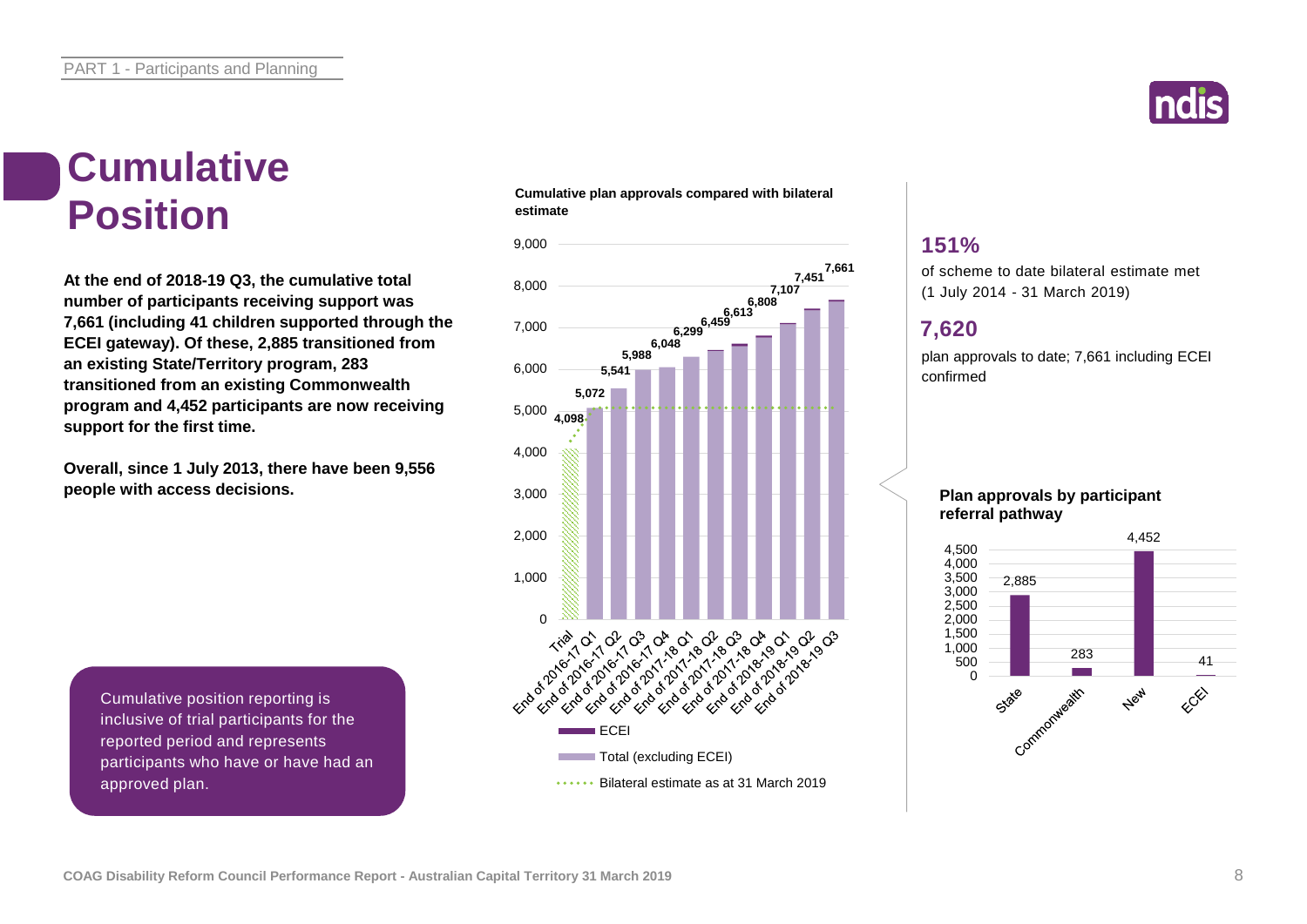# Cumulative Position

**At the end of 2018-19 Q3, the cumulative total number of participants receiving support was 7,661 (including 41 children supported through the ECEI gateway). Of these, 2,885 transitioned from an existing State/Territory program, 283 transitioned from an existing Commonwealth program and 4,452 participants are now receiving support for the first time.**

**Overall, since 1 July 2013, there have been 9,556 people with access decisions.**

Cumulative position reporting is inclusive of trial participants for the reported period and represents participants who have or have had an approved plan.

**Cumulative plan approvals compared with bilateral estimate**

| Period | Cumulative plan approvals |
|---|---|
| Trial | 4,098 |
| End of 2016-17 Q1 | 5,072 |
| End of 2016-17 Q2 | 5,541 |
| End of 2016-17 Q3 | 5,988 |
| End of 2016-17 Q4 | 6,048 |
| End of 2017-18 Q1 | 6,299 |
| End of 2017-18 Q2 | 6,459 |
| End of 2017-18 Q3 | 6,613 |
| End of 2017-18 Q4 | 6,808 |
| End of 2018-19 Q1 | 7,107 |
| End of 2018-19 Q2 | 7,451 |
| End of 2018-19 Q3 | 7,661 |

Legend: ECEI; Total (excluding ECEI); Bilateral estimate as at 31 March 2019

## 151%

of scheme to date bilateral estimate met (1 July 2014 - 31 March 2019)

## 7,620

plan approvals to date; 7,661 including ECEI confirmed

**Plan approvals by participant referral pathway**

| Pathway | Plan approvals |
|---|---|
| State | 2,885 |
| Commonwealth | 283 |
| New | 4,452 |
| ECEI | 41 |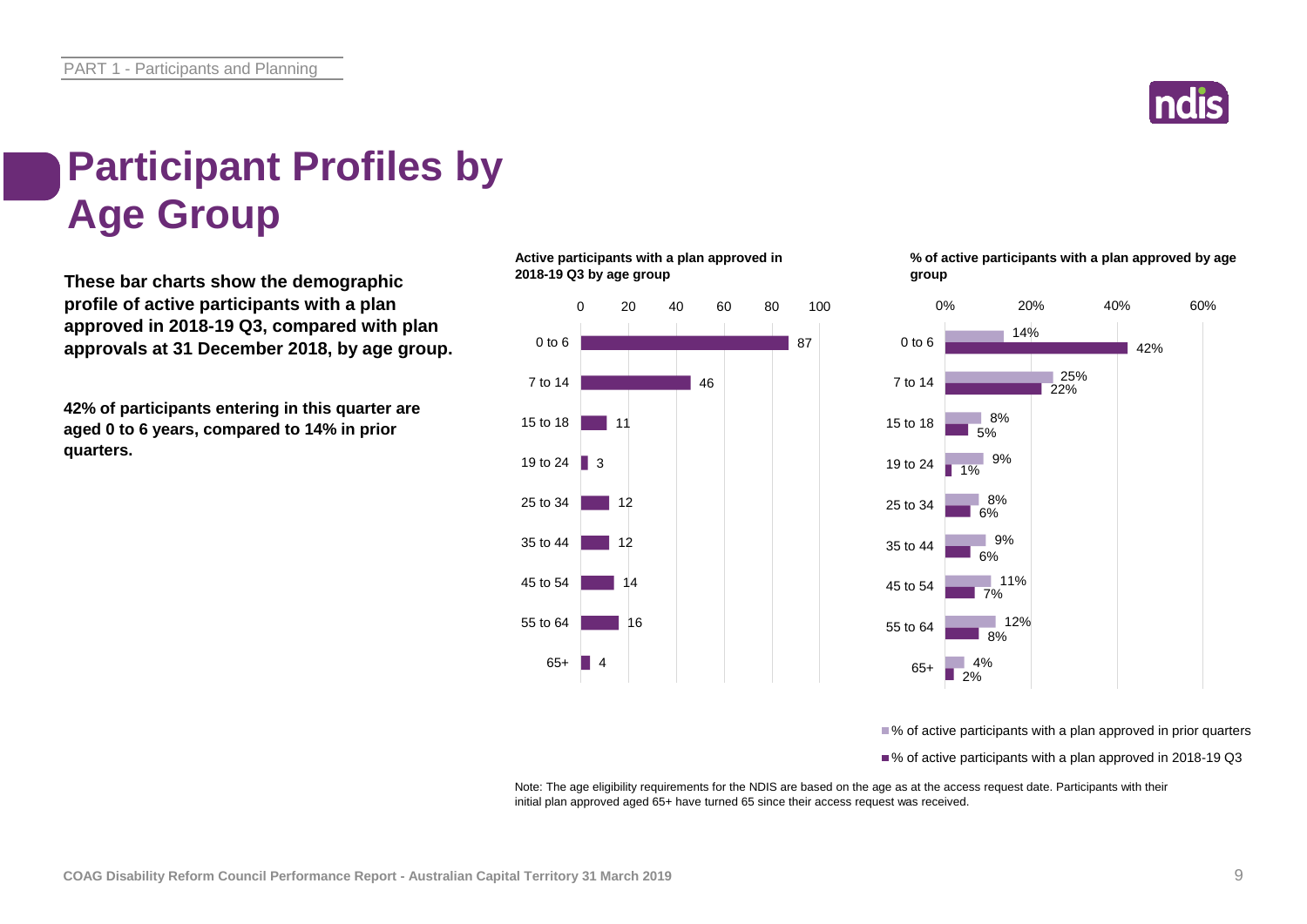# Participant Profiles by Age Group

**These bar charts show the demographic profile of active participants with a plan approved in 2018-19 Q3, compared with plan approvals at 31 December 2018, by age group.**

**42% of participants entering in this quarter are aged 0 to 6 years, compared to 14% in prior quarters.**

**Active participants with a plan approved in 2018-19 Q3 by age group**

| Age group | Active participants |
|---|---|
| 0 to 6 | 87 |
| 7 to 14 | 46 |
| 15 to 18 | 11 |
| 19 to 24 | 3 |
| 25 to 34 | 12 |
| 35 to 44 | 12 |
| 45 to 54 | 14 |
| 55 to 64 | 16 |
| 65+ | 4 |

**% of active participants with a plan approved by age group**

| Age group | % of active participants with a plan approved in prior quarters | % of active participants with a plan approved in 2018-19 Q3 |
|---|---|---|
| 0 to 6 | 14% | 42% |
| 7 to 14 | 25% | 22% |
| 15 to 18 | 8% | 5% |
| 19 to 24 | 9% | 1% |
| 25 to 34 | 8% | 6% |
| 35 to 44 | 9% | 6% |
| 45 to 54 | 11% | 7% |
| 55 to 64 | 12% | 8% |
| 65+ | 4% | 2% |

Note: The age eligibility requirements for the NDIS are based on the age as at the access request date. Participants with their initial plan approved aged 65+ have turned 65 since their access request was received.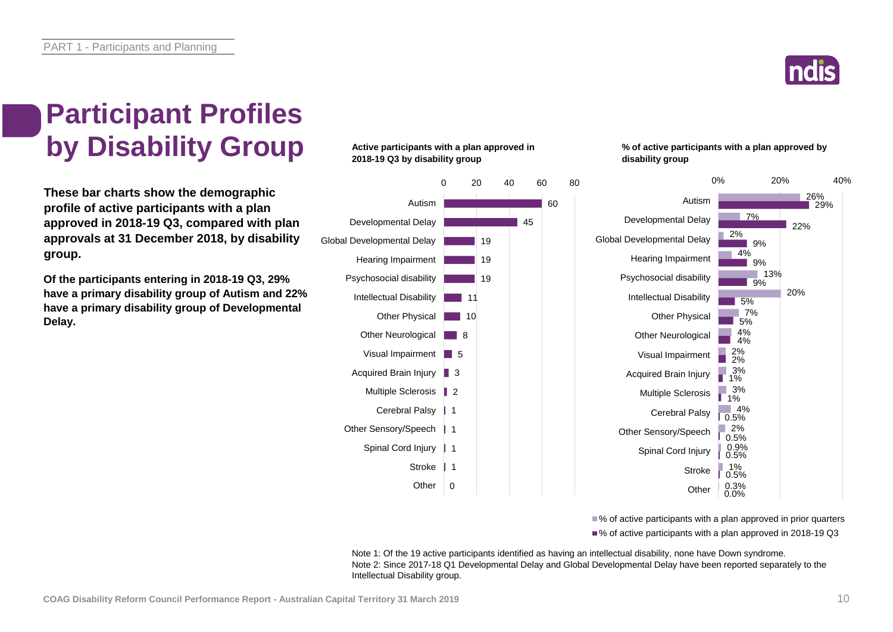# Participant Profiles by Disability Group

**These bar charts show the demographic profile of active participants with a plan approved in 2018-19 Q3, compared with plan approvals at 31 December 2018, by disability group.**

**Of the participants entering in 2018-19 Q3, 29% have a primary disability group of Autism and 22% have a primary disability group of Developmental Delay.**

**Active participants with a plan approved in 2018-19 Q3 by disability group**

| Disability group | Active participants |
| --- | --- |
| Autism | 60 |
| Developmental Delay | 45 |
| Global Developmental Delay | 19 |
| Hearing Impairment | 19 |
| Psychosocial disability | 19 |
| Intellectual Disability | 11 |
| Other Physical | 10 |
| Other Neurological | 8 |
| Visual Impairment | 5 |
| Acquired Brain Injury | 3 |
| Multiple Sclerosis | 2 |
| Cerebral Palsy | 1 |
| Other Sensory/Speech | 1 |
| Spinal Cord Injury | 1 |
| Stroke | 1 |
| Other | 0 |

**% of active participants with a plan approved by disability group**

| Disability group | % of active participants with a plan approved in prior quarters | % of active participants with a plan approved in 2018-19 Q3 |
| --- | --- | --- |
| Autism | 26% | 29% |
| Developmental Delay | 7% | 22% |
| Global Developmental Delay | 2% | 9% |
| Hearing Impairment | 4% | 9% |
| Psychosocial disability | 13% | 9% |
| Intellectual Disability | 20% | 5% |
| Other Physical | 7% | 5% |
| Other Neurological | 4% | 4% |
| Visual Impairment | 2% | 2% |
| Acquired Brain Injury | 3% | 1% |
| Multiple Sclerosis | 3% | 1% |
| Cerebral Palsy | 4% | 0.5% |
| Other Sensory/Speech | 2% | 0.5% |
| Spinal Cord Injury | 0.9% | 0.5% |
| Stroke | 1% | 0.5% |
| Other | 0.3% | 0.0% |

Note 1: Of the 19 active participants identified as having an intellectual disability, none have Down syndrome.
Note 2: Since 2017-18 Q1 Developmental Delay and Global Developmental Delay have been reported separately to the Intellectual Disability group.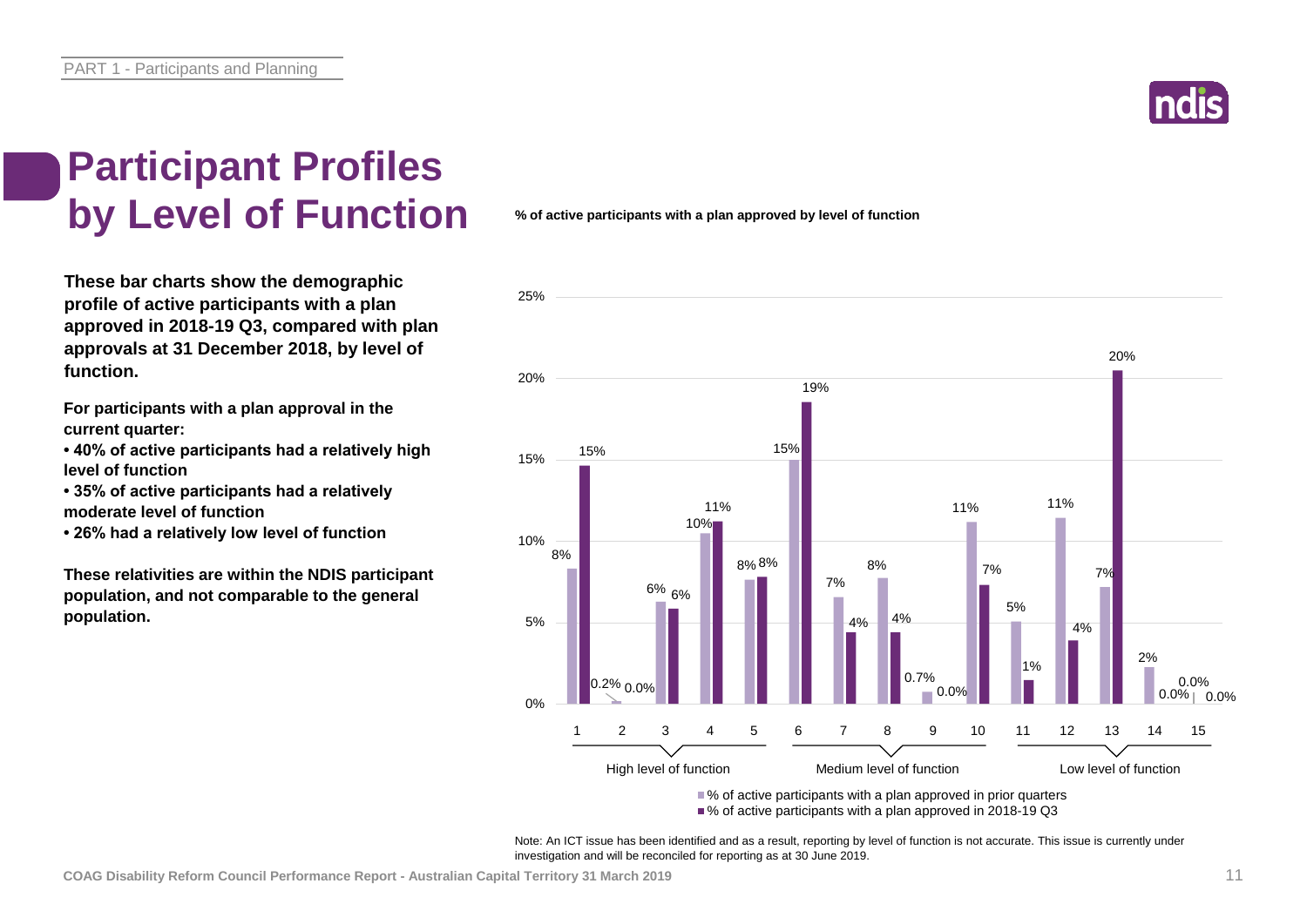# Participant Profiles by Level of Function

**These bar charts show the demographic profile of active participants with a plan approved in 2018-19 Q3, compared with plan approvals at 31 December 2018, by level of function.**

**For participants with a plan approval in the current quarter:**

- **40% of active participants had a relatively high level of function**
- **35% of active participants had a relatively moderate level of function**
- **26% had a relatively low level of function**

**These relativities are within the NDIS participant population, and not comparable to the general population.**

**% of active participants with a plan approved by level of function**

| Level of function | Group | % of active participants with a plan approved in prior quarters | % of active participants with a plan approved in 2018-19 Q3 |
|---|---|---|---|
| 1 | High level of function | 8% | 15% |
| 2 | High level of function | 0.2% | 0.0% |
| 3 | High level of function | 6% | 6% |
| 4 | High level of function | 10% | 11% |
| 5 | High level of function | 8% | 8% |
| 6 | Medium level of function | 15% | 19% |
| 7 | Medium level of function | 7% | 4% |
| 8 | Medium level of function | 8% | 4% |
| 9 | Medium level of function | 0.7% | 0.0% |
| 10 | Medium level of function | 11% | 7% |
| 11 | Low level of function | 5% | 1% |
| 12 | Low level of function | 11% | 4% |
| 13 | Low level of function | 7% | 20% |
| 14 | Low level of function | 2% | 0.0% |
| 15 | Low level of function | 0.0% | 0.0% |

Note: An ICT issue has been identified and as a result, reporting by level of function is not accurate. This issue is currently under investigation and will be reconciled for reporting as at 30 June 2019.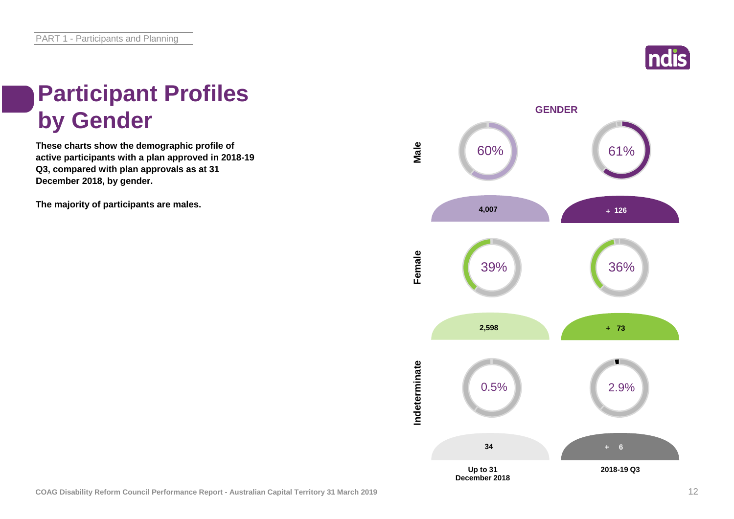# Participant Profiles by Gender

**These charts show the demographic profile of active participants with a plan approved in 2018-19 Q3, compared with plan approvals as at 31 December 2018, by gender.**

**The majority of participants are males.**

## GENDER

| | Up to 31 December 2018 | | 2018-19 Q3 | |
|---|---|---|---|---|
| | % | Number | % | Number |
| **Male** | 60% | 4,007 | 61% | + 126 |
| **Female** | 39% | 2,598 | 36% | + 73 |
| **Indeterminate** | 0.5% | 34 | 2.9% | + 6 |

COAG Disability Reform Council Performance Report - Australian Capital Territory 31 March 2019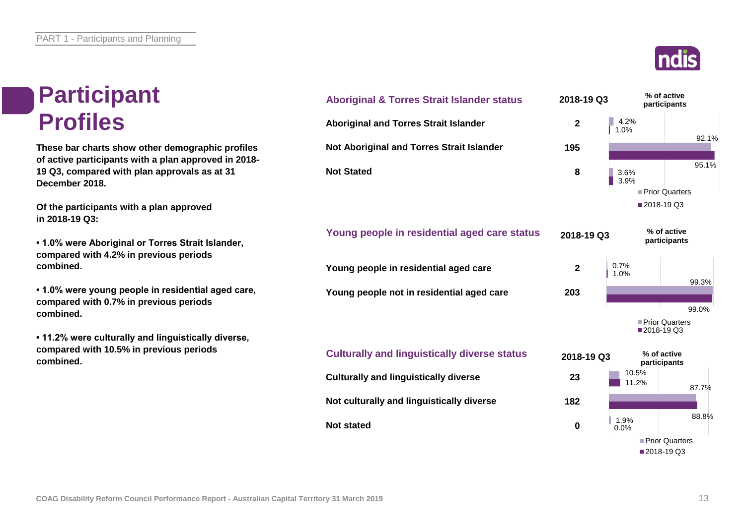# Participant Profiles

These bar charts show other demographic profiles of active participants with a plan approved in 2018-19 Q3, compared with plan approvals as at 31 December 2018.

Of the participants with a plan approved in 2018-19 Q3:

- 1.0% were Aboriginal or Torres Strait Islander, compared with 4.2% in previous periods combined.
- 1.0% were young people in residential aged care, compared with 0.7% in previous periods combined.
- 11.2% were culturally and linguistically diverse, compared with 10.5% in previous periods combined.

| Aboriginal & Torres Strait Islander status | 2018-19 Q3 | % of active participants – Prior Quarters | % of active participants – 2018-19 Q3 |
|---|---|---|---|
| Aboriginal and Torres Strait Islander | 2 | 4.2% | 1.0% |
| Not Aboriginal and Torres Strait Islander | 195 | 92.1% | 95.1% |
| Not Stated | 8 | 3.6% | 3.9% |

| Young people in residential aged care status | 2018-19 Q3 | % of active participants – Prior Quarters | % of active participants – 2018-19 Q3 |
|---|---|---|---|
| Young people in residential aged care | 2 | 0.7% | 1.0% |
| Young people not in residential aged care | 203 | 99.3% | 99.0% |

| Culturally and linguistically diverse status | 2018-19 Q3 | % of active participants – Prior Quarters | % of active participants – 2018-19 Q3 |
|---|---|---|---|
| Culturally and linguistically diverse | 23 | 10.5% | 11.2% |
| Not culturally and linguistically diverse | 182 | 87.7% | 88.8% |
| Not stated | 0 | 1.9% | 0.0% |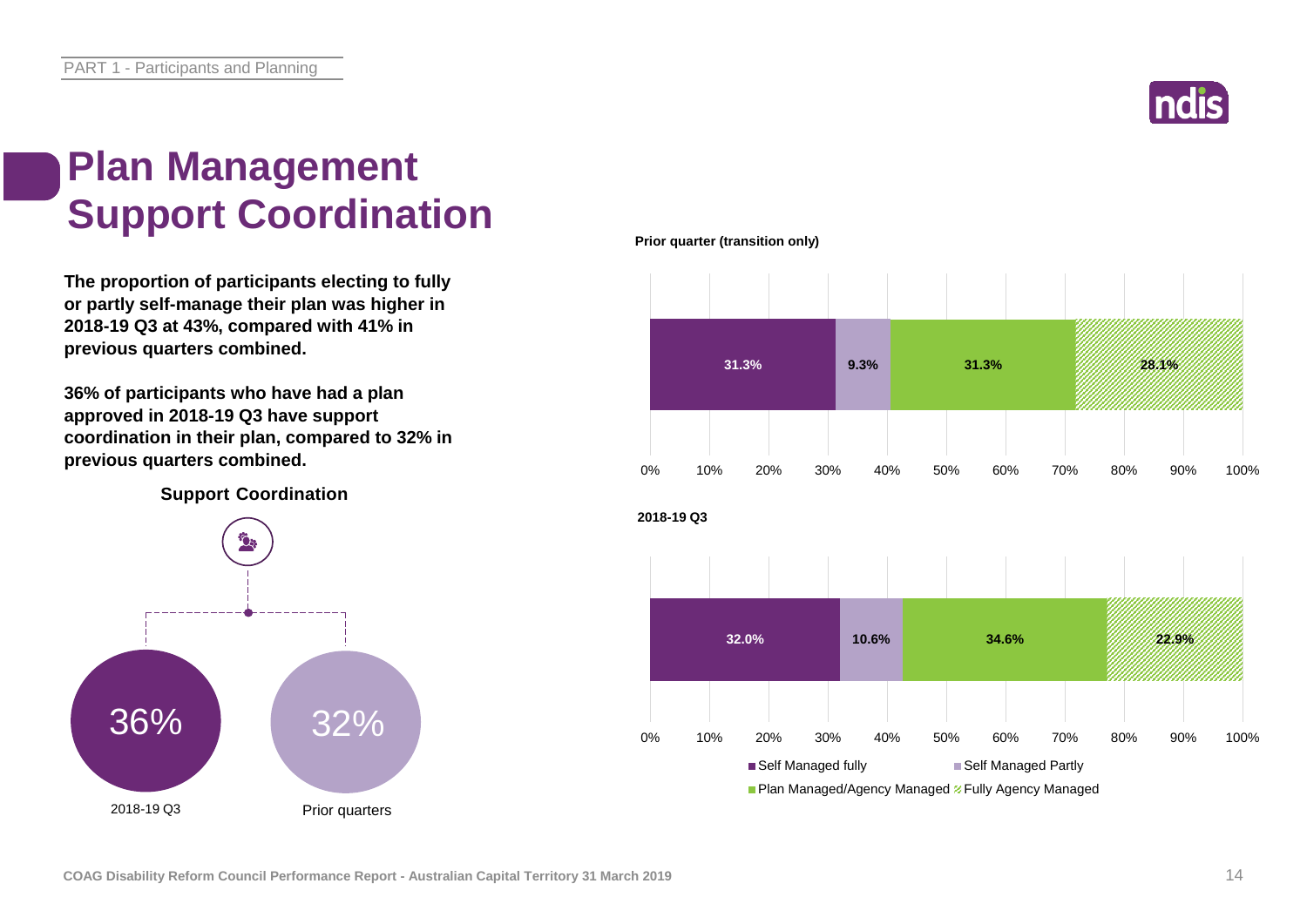# Plan Management Support Coordination

**The proportion of participants electing to fully or partly self-manage their plan was higher in 2018-19 Q3 at 43%, compared with 41% in previous quarters combined.**

**36% of participants who have had a plan approved in 2018-19 Q3 have support coordination in their plan, compared to 32% in previous quarters combined.**

**Support Coordination**

| 2018-19 Q3 | Prior quarters |
|---|---|
| 36% | 32% |

**Prior quarter (transition only)**

| Self Managed fully | Self Managed Partly | Plan Managed/Agency Managed | Fully Agency Managed |
|---|---|---|---|
| 31.3% | 9.3% | 31.3% | 28.1% |

**2018-19 Q3**

| Self Managed fully | Self Managed Partly | Plan Managed/Agency Managed | Fully Agency Managed |
|---|---|---|---|
| 32.0% | 10.6% | 34.6% | 22.9% |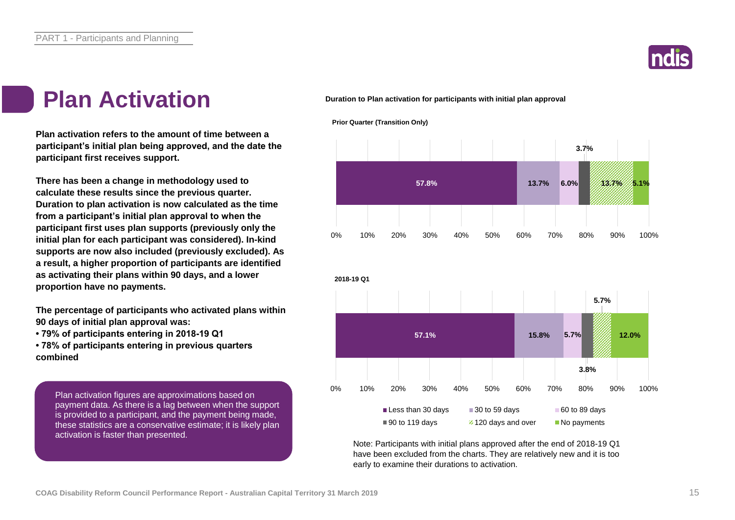# Plan Activation

**Plan activation refers to the amount of time between a participant's initial plan being approved, and the date the participant first receives support.**

**There has been a change in methodology used to calculate these results since the previous quarter. Duration to plan activation is now calculated as the time from a participant's initial plan approval to when the participant first uses plan supports (previously only the initial plan for each participant was considered). In-kind supports are now also included (previously excluded). As a result, a higher proportion of participants are identified as activating their plans within 90 days, and a lower proportion have no payments.**

**The percentage of participants who activated plans within 90 days of initial plan approval was:**

- **79% of participants entering in 2018-19 Q1**
- **78% of participants entering in previous quarters combined**

Plan activation figures are approximations based on payment data. As there is a lag between when the support is provided to a participant, and the payment being made, these statistics are a conservative estimate; it is likely plan activation is faster than presented.

**Duration to Plan activation for participants with initial plan approval**

| | Less than 30 days | 30 to 59 days | 60 to 89 days | 90 to 119 days | 120 days and over | No payments |
|---|---|---|---|---|---|---|
| Prior Quarter (Transition Only) | 57.8% | 13.7% | 6.0% | 3.7% | 13.7% | 5.1% |
| 2018-19 Q1 | 57.1% | 15.8% | 5.7% | 3.8% | 5.7% | 12.0% |

Note: Participants with initial plans approved after the end of 2018-19 Q1 have been excluded from the charts. They are relatively new and it is too early to examine their durations to activation.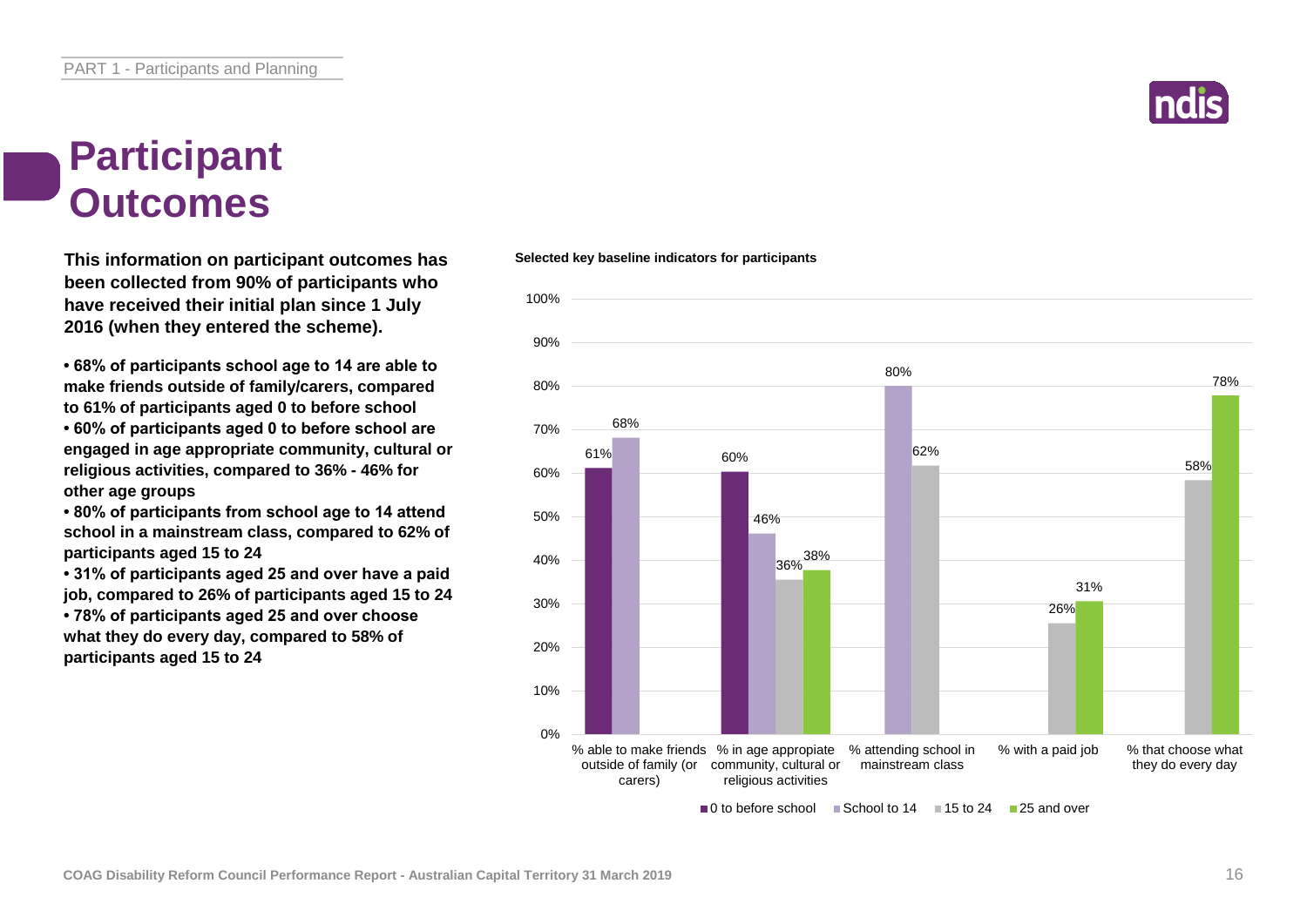# Participant Outcomes

**This information on participant outcomes has been collected from 90% of participants who have received their initial plan since 1 July 2016 (when they entered the scheme).**

- **68% of participants school age to 14 are able to make friends outside of family/carers, compared to 61% of participants aged 0 to before school**
- **60% of participants aged 0 to before school are engaged in age appropriate community, cultural or religious activities, compared to 36% - 46% for other age groups**
- **80% of participants from school age to 14 attend school in a mainstream class, compared to 62% of participants aged 15 to 24**
- **31% of participants aged 25 and over have a paid job, compared to 26% of participants aged 15 to 24**
- **78% of participants aged 25 and over choose what they do every day, compared to 58% of participants aged 15 to 24**

**Selected key baseline indicators for participants**

| Indicator | 0 to before school | School to 14 | 15 to 24 | 25 and over |
|---|---|---|---|---|
| % able to make friends outside of family (or carers) | 61% | 68% | | |
| % in age appropriate community, cultural or religious activities | 60% | 46% | 36% | 38% |
| % attending school in mainstream class | | 80% | 62% | |
| % with a paid job | | | 26% | 31% |
| % that choose what they do every day | | | 58% | 78% |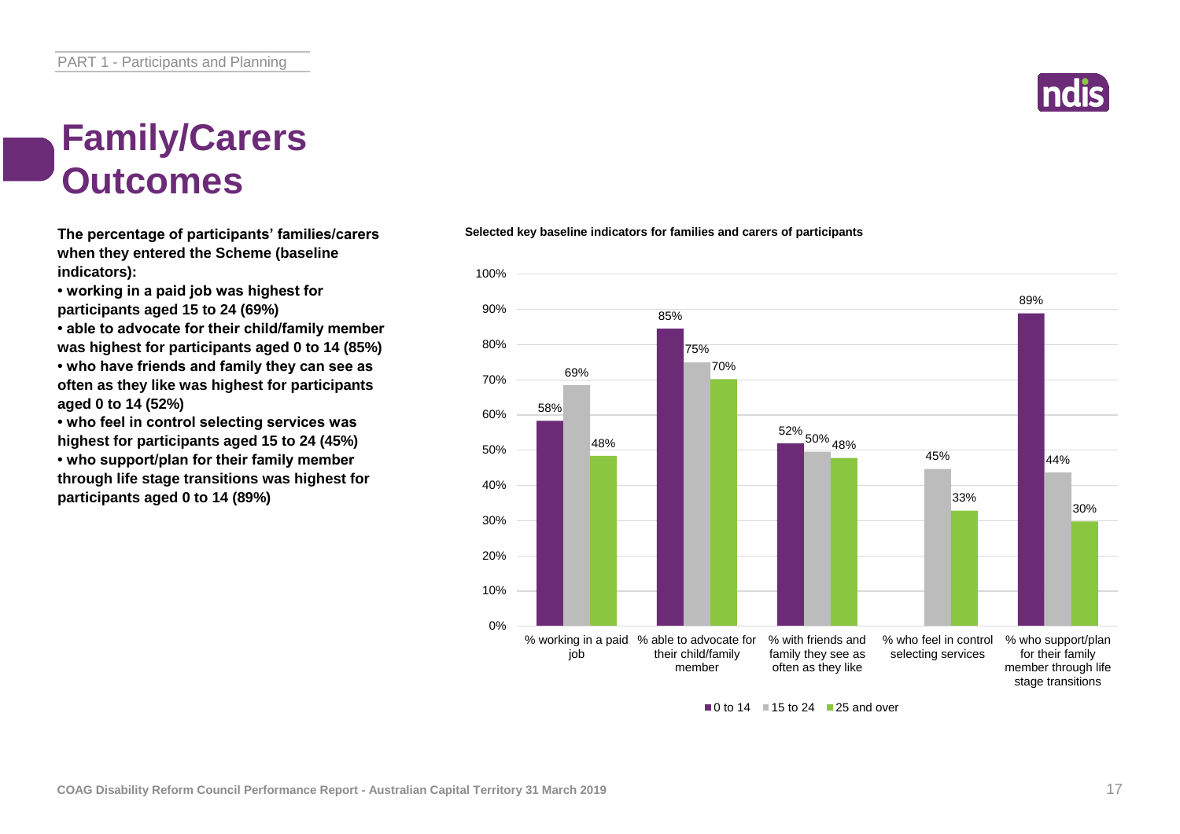# Family/Carers Outcomes

**The percentage of participants' families/carers when they entered the Scheme (baseline indicators):**

- **working in a paid job was highest for participants aged 15 to 24 (69%)**
- **able to advocate for their child/family member was highest for participants aged 0 to 14 (85%)**
- **who have friends and family they can see as often as they like was highest for participants aged 0 to 14 (52%)**
- **who feel in control selecting services was highest for participants aged 15 to 24 (45%)**
- **who support/plan for their family member through life stage transitions was highest for participants aged 0 to 14 (89%)**

**Selected key baseline indicators for families and carers of participants**

| | 0 to 14 | 15 to 24 | 25 and over |
|---|---|---|---|
| % working in a paid job | 58% | 69% | 48% |
| % able to advocate for their child/family member | 85% | 75% | 70% |
| % with friends and family they see as often as they like | 52% | 50% | 48% |
| % who feel in control selecting services | | 45% | 33% |
| % who support/plan for their family member through life stage transitions | 89% | 44% | 30% |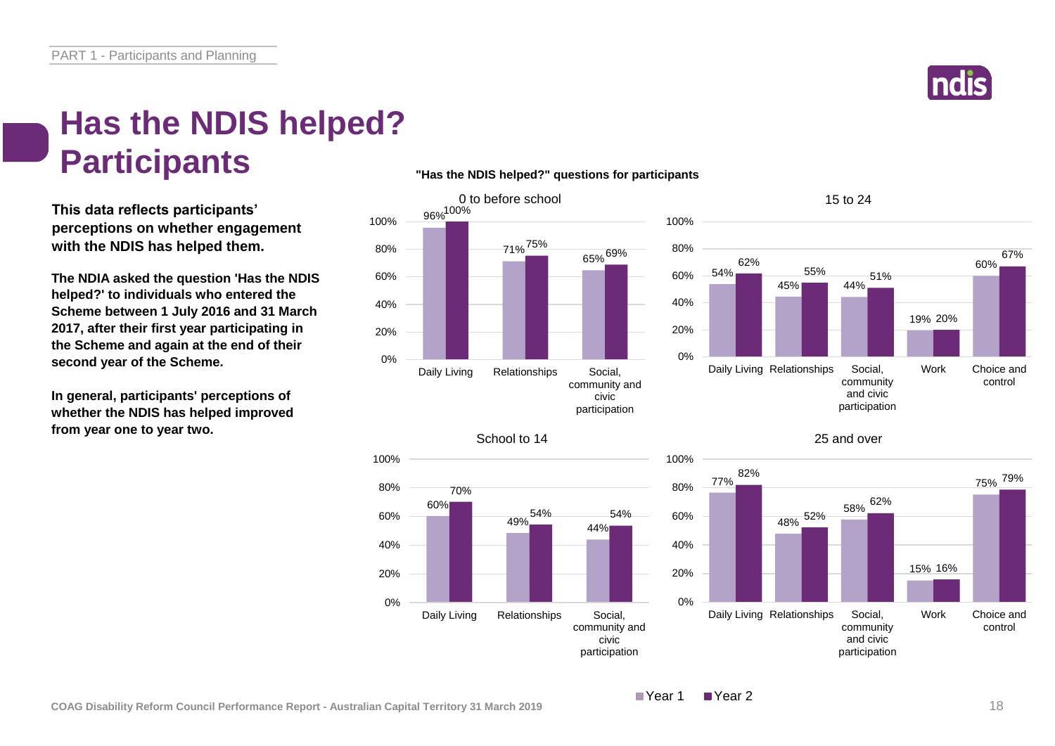# Has the NDIS helped? Participants

**This data reflects participants' perceptions on whether engagement with the NDIS has helped them.**

**The NDIA asked the question 'Has the NDIS helped?' to individuals who entered the Scheme between 1 July 2016 and 31 March 2017, after their first year participating in the Scheme and again at the end of their second year of the Scheme.**

**In general, participants' perceptions of whether the NDIS has helped improved from year one to year two.**

**"Has the NDIS helped?" questions for participants**

**0 to before school**

| | Year 1 | Year 2 |
|---|---|---|
| Daily Living | 96% | 100% |
| Relationships | 71% | 75% |
| Social, community and civic participation | 65% | 69% |

**School to 14**

| | Year 1 | Year 2 |
|---|---|---|
| Daily Living | 60% | 70% |
| Relationships | 49% | 54% |
| Social, community and civic participation | 44% | 54% |

**15 to 24**

| | Year 1 | Year 2 |
|---|---|---|
| Daily Living | 54% | 62% |
| Relationships | 45% | 55% |
| Social, community and civic participation | 44% | 51% |
| Work | 19% | 20% |
| Choice and control | 60% | 67% |

**25 and over**

| | Year 1 | Year 2 |
|---|---|---|
| Daily Living | 77% | 82% |
| Relationships | 48% | 52% |
| Social, community and civic participation | 58% | 62% |
| Work | 15% | 16% |
| Choice and control | 75% | 79% |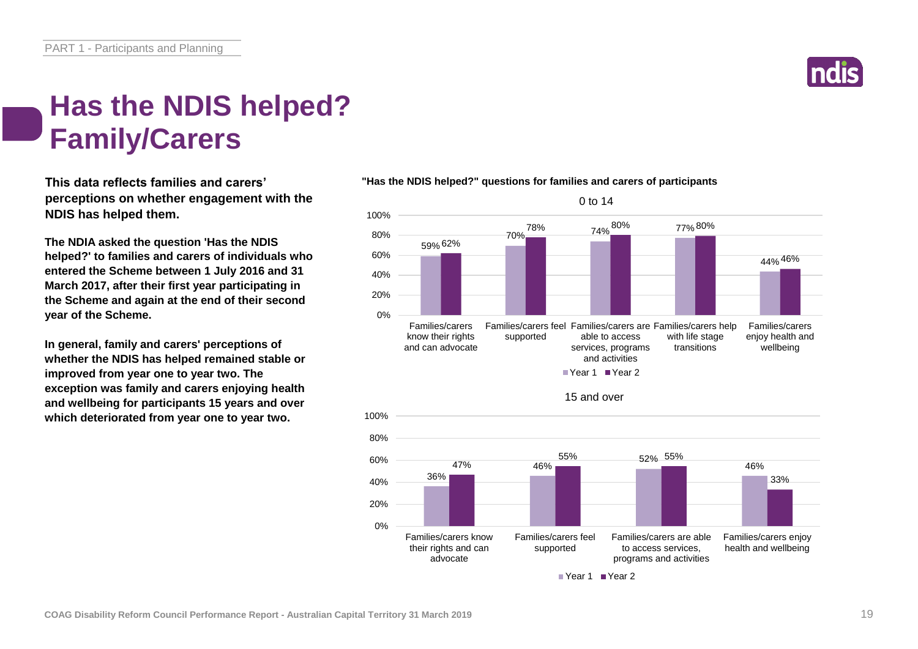# Has the NDIS helped? Family/Carers

**This data reflects families and carers' perceptions on whether engagement with the NDIS has helped them.**

**The NDIA asked the question 'Has the NDIS helped?' to families and carers of individuals who entered the Scheme between 1 July 2016 and 31 March 2017, after their first year participating in the Scheme and again at the end of their second year of the Scheme.**

**In general, family and carers' perceptions of whether the NDIS has helped remained stable or improved from year one to year two. The exception was family and carers enjoying health and wellbeing for participants 15 years and over which deteriorated from year one to year two.**

**"Has the NDIS helped?" questions for families and carers of participants**

0 to 14

| | Year 1 | Year 2 |
|---|---|---|
| Families/carers know their rights and can advocate | 59% | 62% |
| Families/carers feel supported | 70% | 78% |
| Families/carers are able to access services, programs and activities | 74% | 80% |
| Families/carers help with life stage transitions | 77% | 80% |
| Families/carers enjoy health and wellbeing | 44% | 46% |

15 and over

| | Year 1 | Year 2 |
|---|---|---|
| Families/carers know their rights and can advocate | 36% | 47% |
| Families/carers feel supported | 46% | 55% |
| Families/carers are able to access services, programs and activities | 52% | 55% |
| Families/carers enjoy health and wellbeing | 46% | 33% |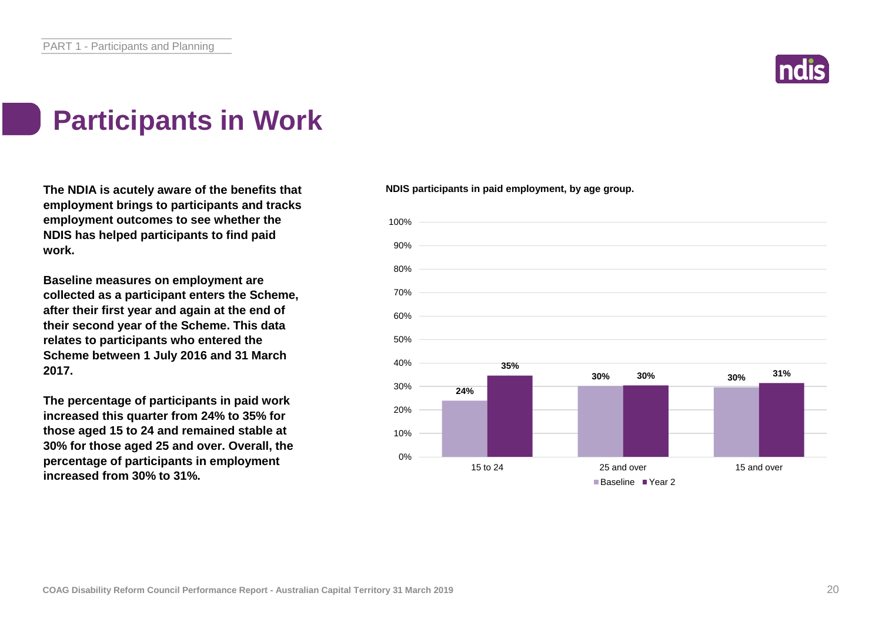# Participants in Work

**The NDIA is acutely aware of the benefits that employment brings to participants and tracks employment outcomes to see whether the NDIS has helped participants to find paid work.**

**Baseline measures on employment are collected as a participant enters the Scheme, after their first year and again at the end of their second year of the Scheme. This data relates to participants who entered the Scheme between 1 July 2016 and 31 March 2017.**

**The percentage of participants in paid work increased this quarter from 24% to 35% for those aged 15 to 24 and remained stable at 30% for those aged 25 and over. Overall, the percentage of participants in employment increased from 30% to 31%.**

**NDIS participants in paid employment, by age group.**

| Age group | Baseline | Year 2 |
|---|---|---|
| 15 to 24 | 24% | 35% |
| 25 and over | 30% | 30% |
| 15 and over | 30% | 31% |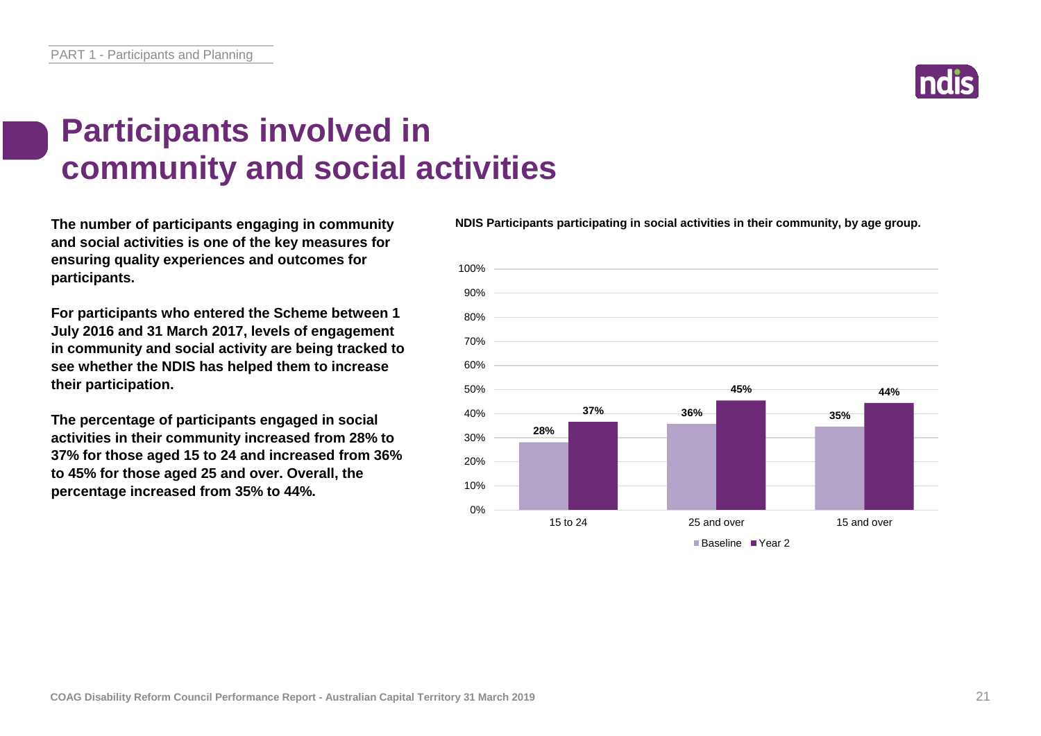# Participants involved in community and social activities

**The number of participants engaging in community and social activities is one of the key measures for ensuring quality experiences and outcomes for participants.**

**For participants who entered the Scheme between 1 July 2016 and 31 March 2017, levels of engagement in community and social activity are being tracked to see whether the NDIS has helped them to increase their participation.**

**The percentage of participants engaged in social activities in their community increased from 28% to 37% for those aged 15 to 24 and increased from 36% to 45% for those aged 25 and over. Overall, the percentage increased from 35% to 44%.**

**NDIS Participants participating in social activities in their community, by age group.**

| Age group | Baseline | Year 2 |
|---|---|---|
| 15 to 24 | 28% | 37% |
| 25 and over | 36% | 45% |
| 15 and over | 35% | 44% |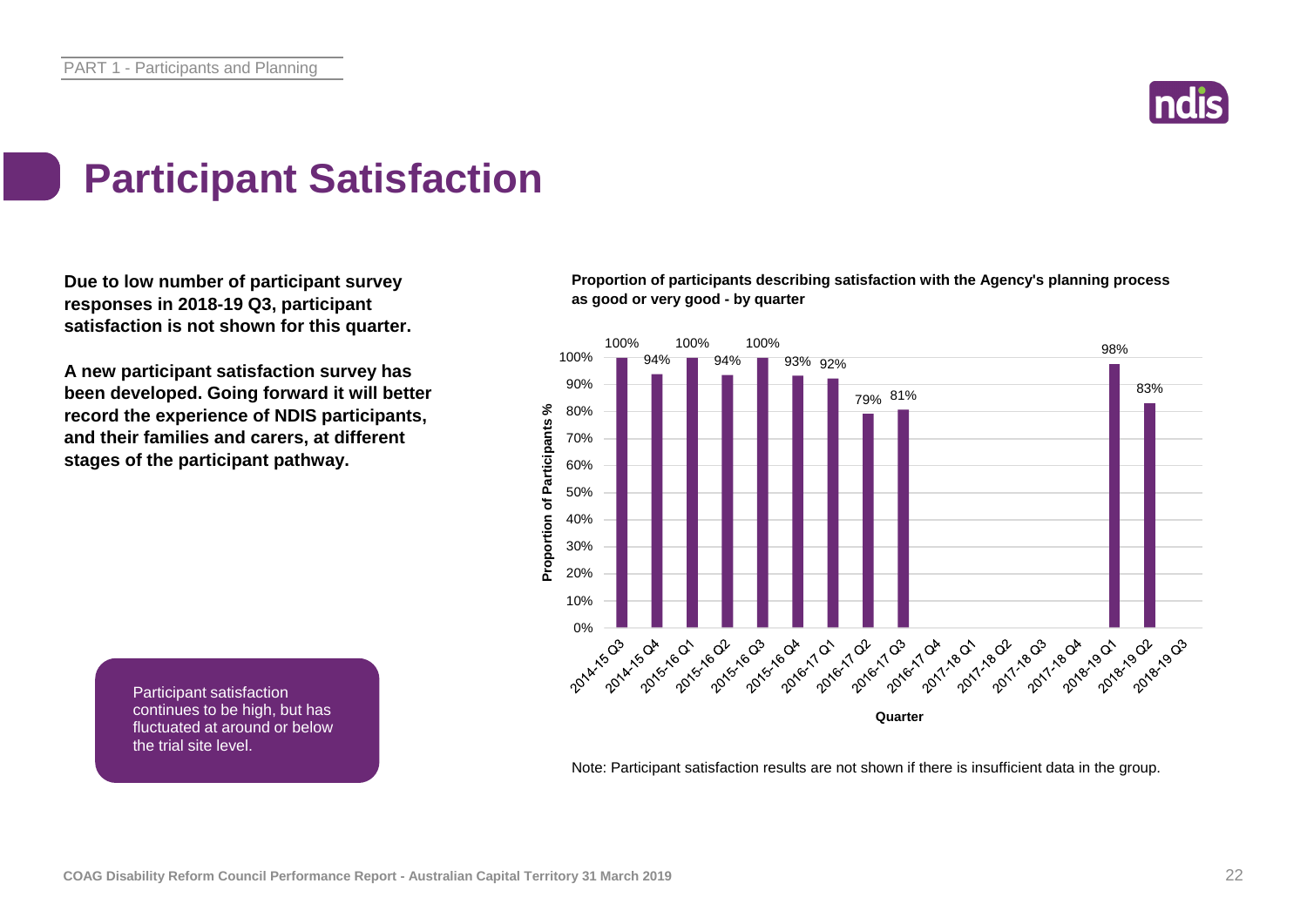# Participant Satisfaction

**Due to low number of participant survey responses in 2018-19 Q3, participant satisfaction is not shown for this quarter.**

**A new participant satisfaction survey has been developed. Going forward it will better record the experience of NDIS participants, and their families and carers, at different stages of the participant pathway.**

**Proportion of participants describing satisfaction with the Agency's planning process as good or very good - by quarter**

| Quarter | Proportion of Participants % |
|---|---|
| 2014-15 Q3 | 100% |
| 2014-15 Q4 | 94% |
| 2015-16 Q1 | 100% |
| 2015-16 Q2 | 94% |
| 2015-16 Q3 | 100% |
| 2015-16 Q4 | 93% |
| 2016-17 Q1 | 92% |
| 2016-17 Q2 | 79% |
| 2016-17 Q3 | 81% |
| 2016-17 Q4 | |
| 2017-18 Q1 | |
| 2017-18 Q2 | |
| 2017-18 Q3 | |
| 2017-18 Q4 | |
| 2018-19 Q1 | 98% |
| 2018-19 Q2 | 83% |
| 2018-19 Q3 | |

Participant satisfaction continues to be high, but has fluctuated at around or below the trial site level.

Note: Participant satisfaction results are not shown if there is insufficient data in the group.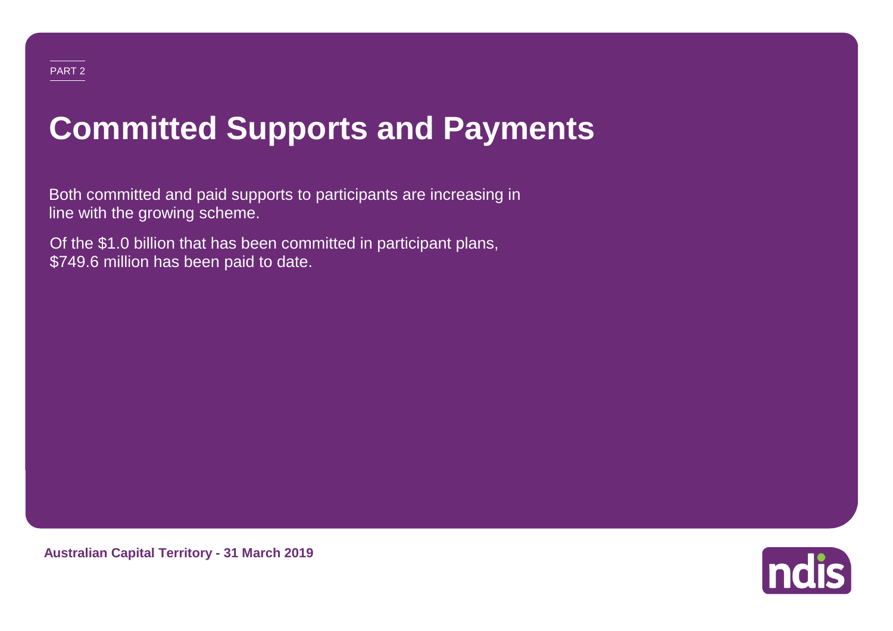PART 2

# Committed Supports and Payments

Both committed and paid supports to participants are increasing in line with the growing scheme.

Of the $1.0 billion that has been committed in participant plans, $749.6 million has been paid to date.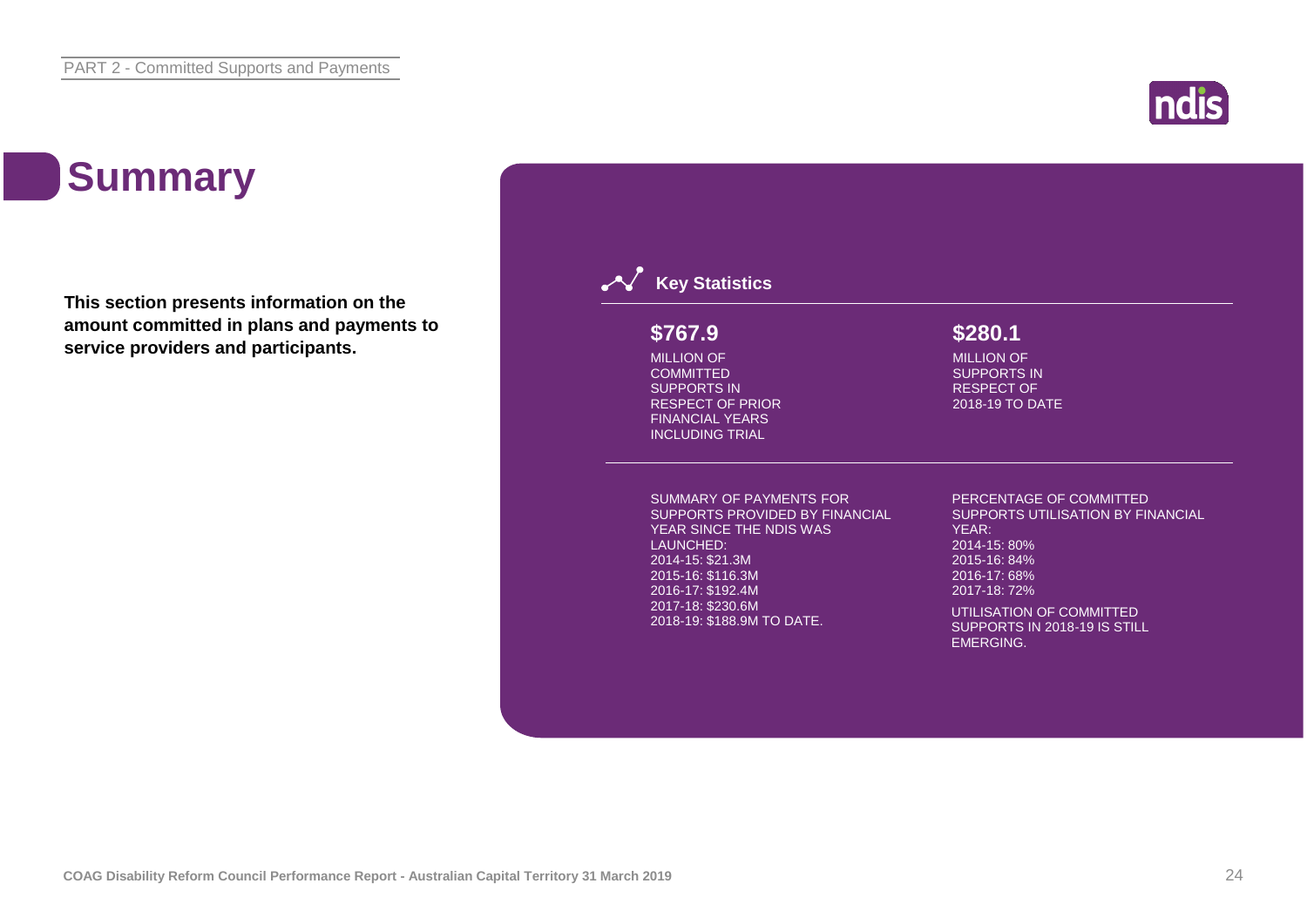# Summary

**This section presents information on the amount committed in plans and payments to service providers and participants.**

### Key Statistics

**$767.9**

MILLION OF COMMITTED SUPPORTS IN RESPECT OF PRIOR FINANCIAL YEARS INCLUDING TRIAL

**$280.1**

MILLION OF SUPPORTS IN RESPECT OF 2018-19 TO DATE

SUMMARY OF PAYMENTS FOR SUPPORTS PROVIDED BY FINANCIAL YEAR SINCE THE NDIS WAS LAUNCHED:
2014-15: $21.3M
2015-16: $116.3M
2016-17: $192.4M
2017-18: $230.6M
2018-19: $188.9M TO DATE.

PERCENTAGE OF COMMITTED SUPPORTS UTILISATION BY FINANCIAL YEAR:
2014-15: 80%
2015-16: 84%
2016-17: 68%
2017-18: 72%

UTILISATION OF COMMITTED SUPPORTS IN 2018-19 IS STILL EMERGING.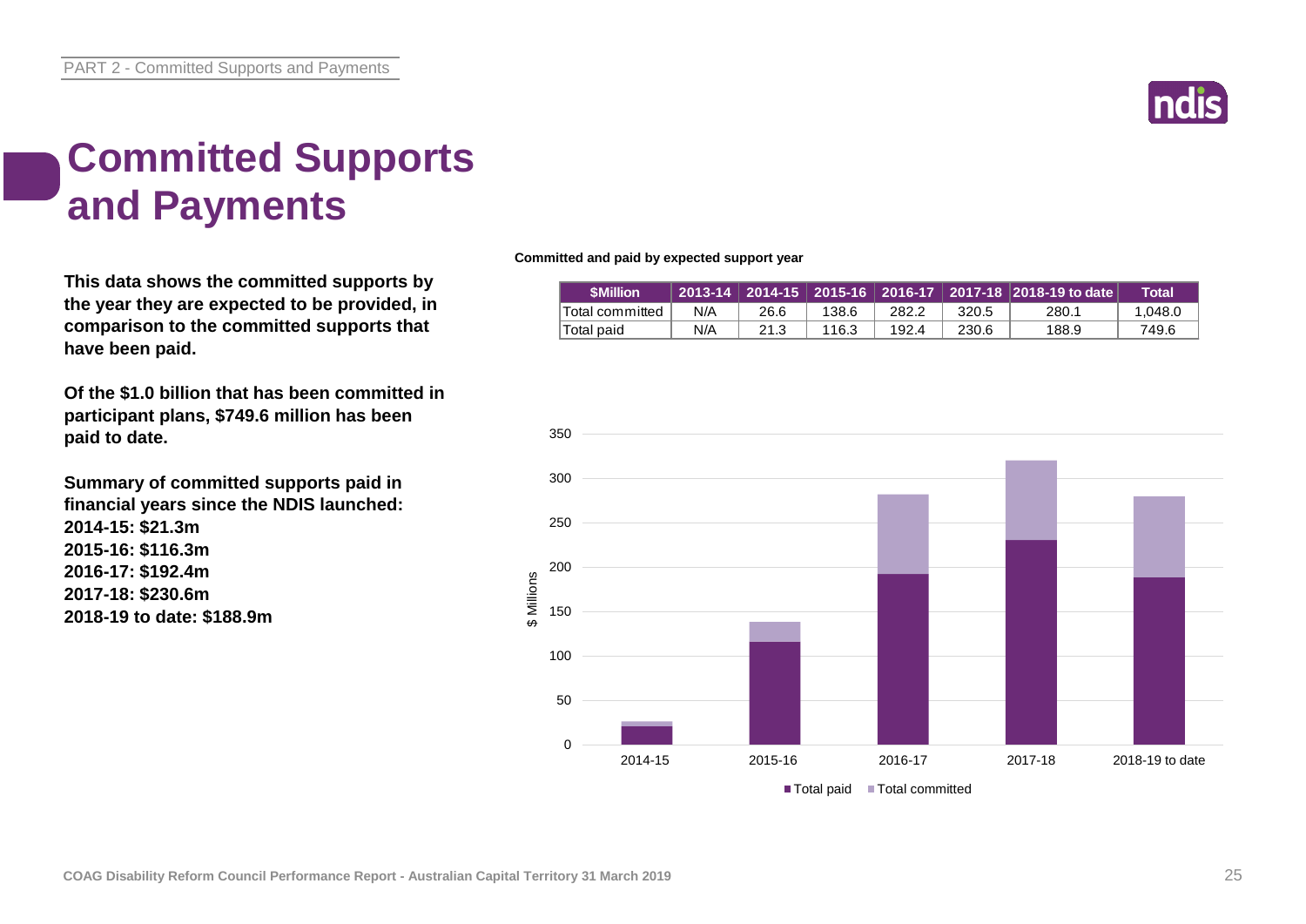# Committed Supports and Payments

**This data shows the committed supports by the year they are expected to be provided, in comparison to the committed supports that have been paid.**

**Of the $1.0 billion that has been committed in participant plans, $749.6 million has been paid to date.**

**Summary of committed supports paid in financial years since the NDIS launched:**
**2014-15: $21.3m**
**2015-16: $116.3m**
**2016-17: $192.4m**
**2017-18: $230.6m**
**2018-19 to date: $188.9m**

**Committed and paid by expected support year**

| $Million | 2013-14 | 2014-15 | 2015-16 | 2016-17 | 2017-18 | 2018-19 to date | Total |
|---|---|---|---|---|---|---|---|
| Total committed | N/A | 26.6 | 138.6 | 282.2 | 320.5 | 280.1 | 1,048.0 |
| Total paid | N/A | 21.3 | 116.3 | 192.4 | 230.6 | 188.9 | 749.6 |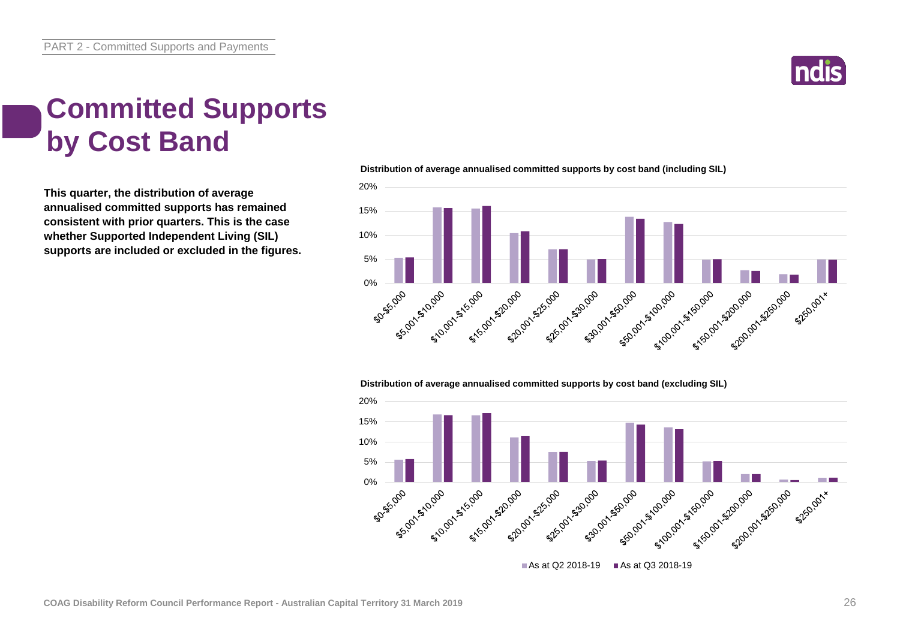# Committed Supports by Cost Band

**This quarter, the distribution of average annualised committed supports has remained consistent with prior quarters. This is the case whether Supported Independent Living (SIL) supports are included or excluded in the figures.**

**Distribution of average annualised committed supports by cost band (including SIL)**

**Distribution of average annualised committed supports by cost band (excluding SIL)**

Cost bands: $0-$5,000; $5,001-$10,000; $10,001-$15,000; $15,001-$20,000; $20,001-$25,000; $25,001-$30,000; $30,001-$50,000; $50,001-$100,000; $100,001-$150,000; $150,001-$200,000; $200,001-$250,000; $250,001+

Legend: As at Q2 2018-19; As at Q3 2018-19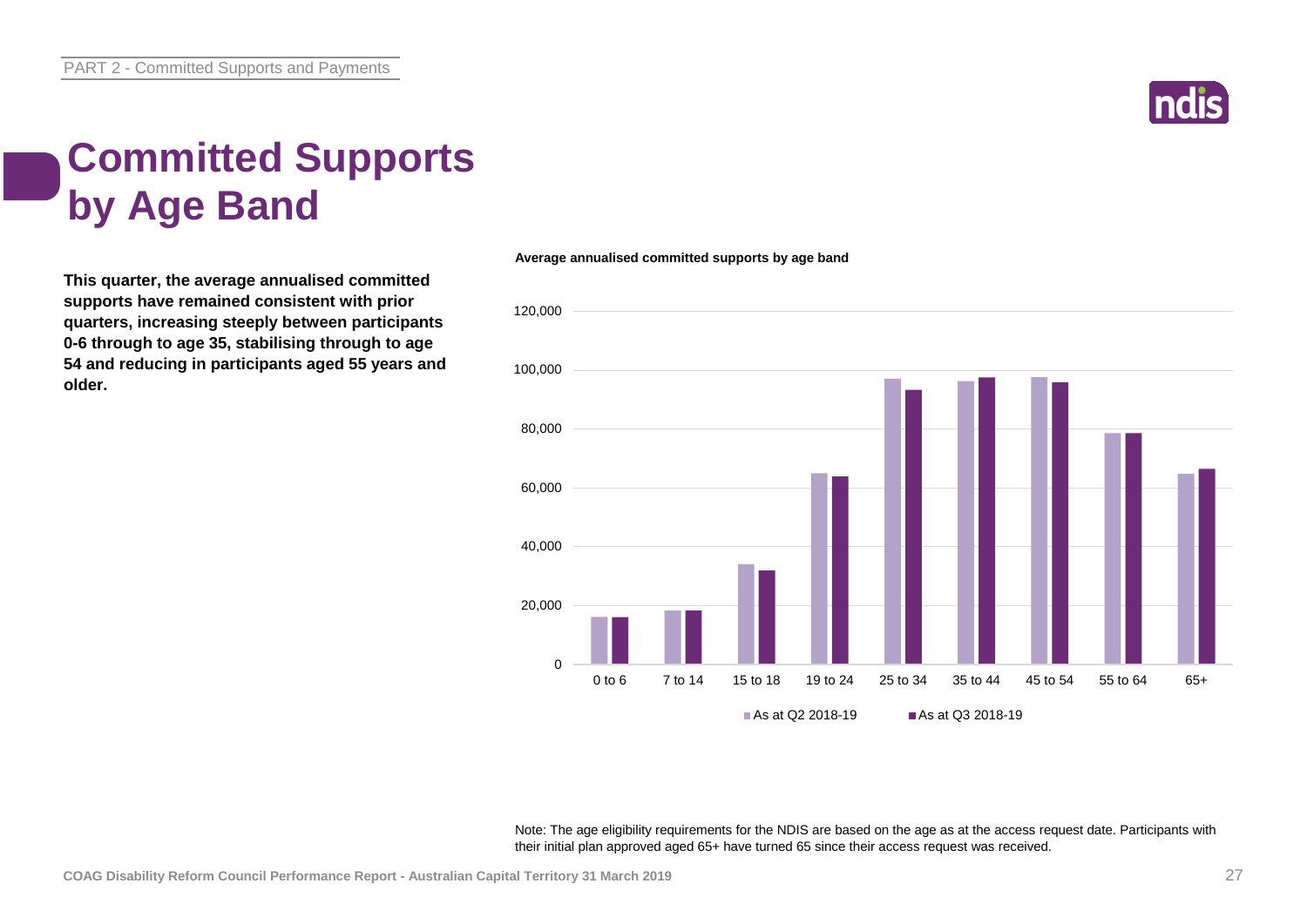# Committed Supports by Age Band

**This quarter, the average annualised committed supports have remained consistent with prior quarters, increasing steeply between participants 0-6 through to age 35, stabilising through to age 54 and reducing in participants aged 55 years and older.**

**Average annualised committed supports by age band**

Note: The age eligibility requirements for the NDIS are based on the age as at the access request date. Participants with their initial plan approved aged 65+ have turned 65 since their access request was received.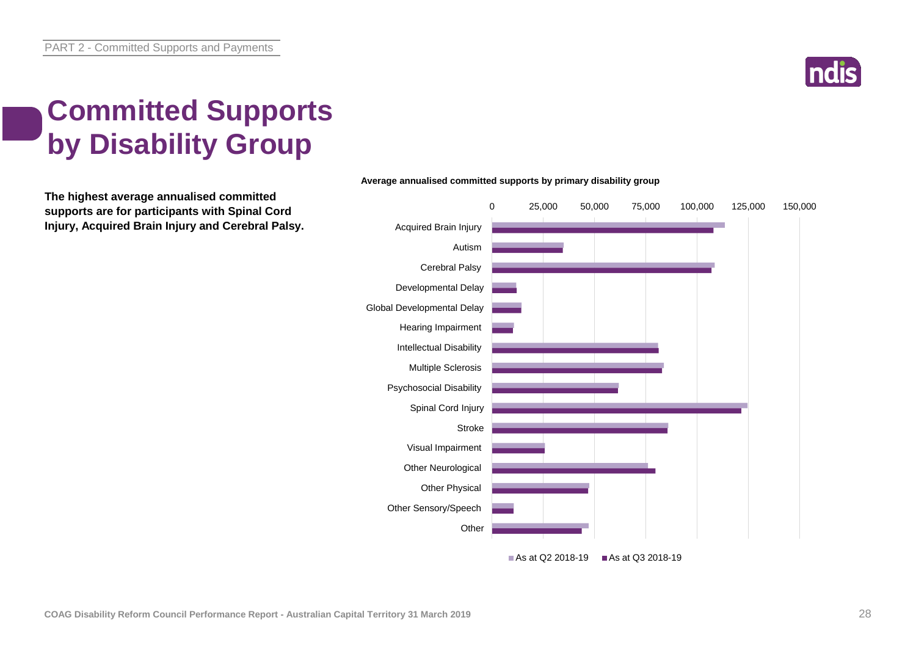# Committed Supports by Disability Group

**The highest average annualised committed supports are for participants with Spinal Cord Injury, Acquired Brain Injury and Cerebral Palsy.**

**Average annualised committed supports by primary disability group**

| Primary disability group | As at Q2 2018-19 | As at Q3 2018-19 |
|---|---|---|
| Acquired Brain Injury | | |
| Autism | | |
| Cerebral Palsy | | |
| Developmental Delay | | |
| Global Developmental Delay | | |
| Hearing Impairment | | |
| Intellectual Disability | | |
| Multiple Sclerosis | | |
| Psychosocial Disability | | |
| Spinal Cord Injury | | |
| Stroke | | |
| Visual Impairment | | |
| Other Neurological | | |
| Other Physical | | |
| Other Sensory/Speech | | |
| Other | | |

Axis: 0, 25,000, 50,000, 75,000, 100,000, 125,000, 150,000

■ As at Q2 2018-19 ■ As at Q3 2018-19

COAG Disability Reform Council Performance Report - Australian Capital Territory 31 March 2019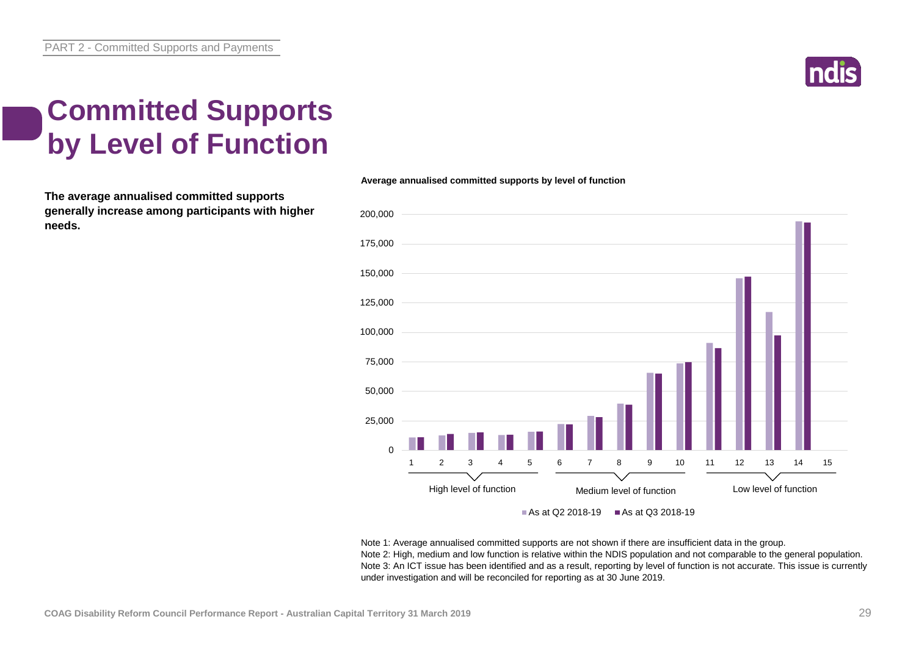# Committed Supports by Level of Function

**The average annualised committed supports generally increase among participants with higher needs.**

**Average annualised committed supports by level of function**

Note 1: Average annualised committed supports are not shown if there are insufficient data in the group.
Note 2: High, medium and low function is relative within the NDIS population and not comparable to the general population.
Note 3: An ICT issue has been identified and as a result, reporting by level of function is not accurate. This issue is currently under investigation and will be reconciled for reporting as at 30 June 2019.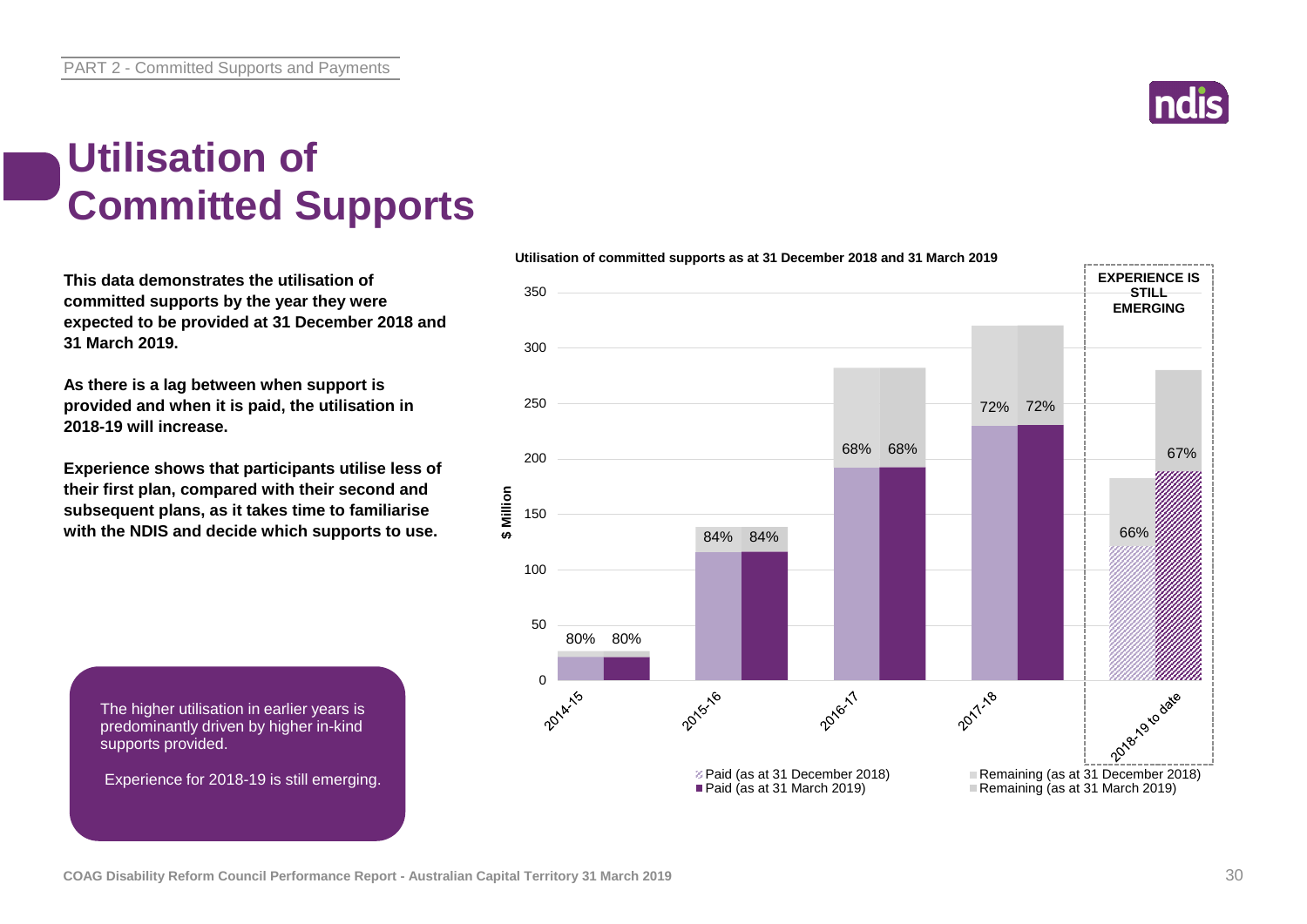# Utilisation of Committed Supports

**This data demonstrates the utilisation of committed supports by the year they were expected to be provided at 31 December 2018 and 31 March 2019.**

**As there is a lag between when support is provided and when it is paid, the utilisation in 2018-19 will increase.**

**Experience shows that participants utilise less of their first plan, compared with their second and subsequent plans, as it takes time to familiarise with the NDIS and decide which supports to use.**

> The higher utilisation in earlier years is predominantly driven by higher in-kind supports provided.
>
> Experience for 2018-19 is still emerging.

**Utilisation of committed supports as at 31 December 2018 and 31 March 2019**

| Year | Utilisation (as at 31 December 2018) | Utilisation (as at 31 March 2019) |
|---|---|---|
| 2014-15 | 80% | 80% |
| 2015-16 | 84% | 84% |
| 2016-17 | 68% | 68% |
| 2017-18 | 72% | 72% |
| 2018-19 to date (EXPERIENCE IS STILL EMERGING) | 66% | 67% |

$ Million. Legend: Paid (as at 31 December 2018); Paid (as at 31 March 2019); Remaining (as at 31 December 2018); Remaining (as at 31 March 2019)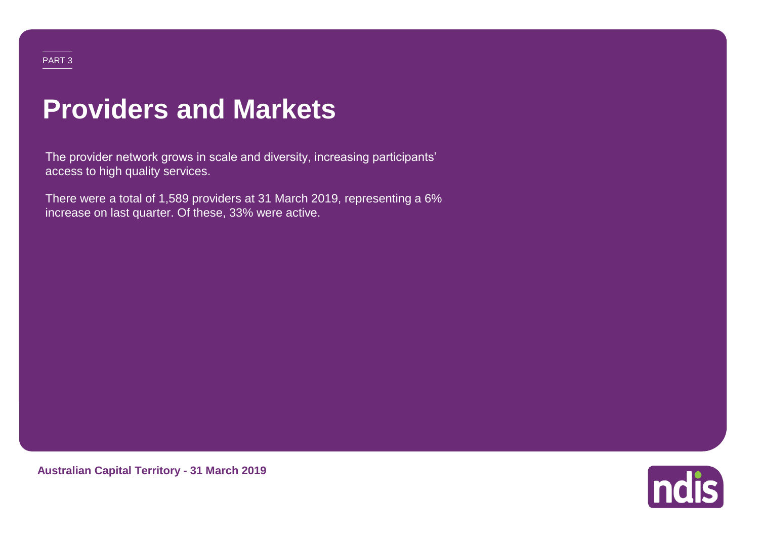PART 3

# Providers and Markets

The provider network grows in scale and diversity, increasing participants' access to high quality services.

There were a total of 1,589 providers at 31 March 2019, representing a 6% increase on last quarter. Of these, 33% were active.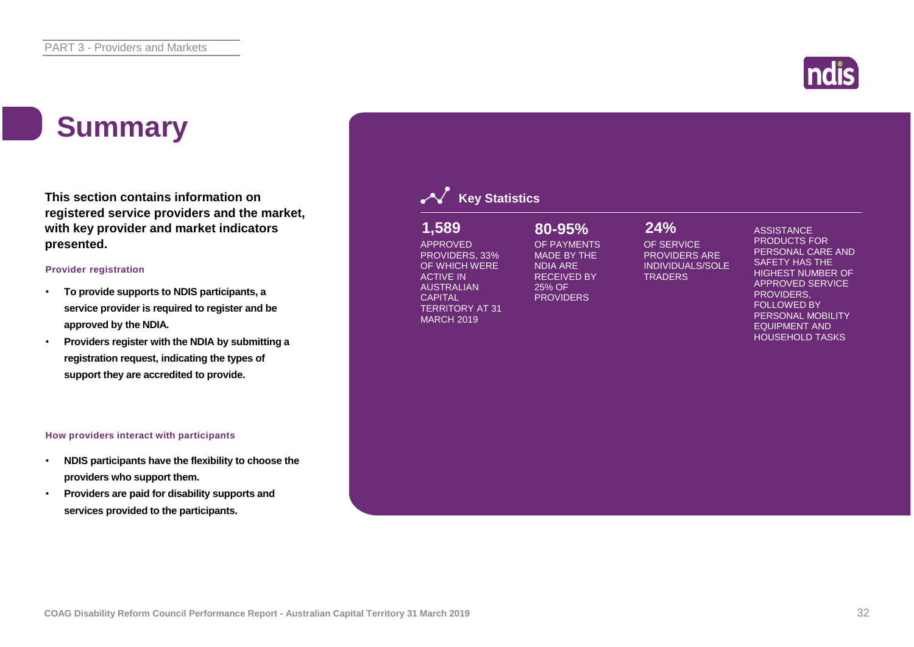# Summary

**This section contains information on registered service providers and the market, with key provider and market indicators presented.**

### Provider registration

- **To provide supports to NDIS participants, a service provider is required to register and be approved by the NDIA.**
- **Providers register with the NDIA by submitting a registration request, indicating the types of support they are accredited to provide.**

### How providers interact with participants

- **NDIS participants have the flexibility to choose the providers who support them.**
- **Providers are paid for disability supports and services provided to the participants.**

## Key Statistics

**1,589**
APPROVED PROVIDERS, 33% OF WHICH WERE ACTIVE IN AUSTRALIAN CAPITAL TERRITORY AT 31 MARCH 2019

**80-95%**
OF PAYMENTS MADE BY THE NDIA ARE RECEIVED BY 25% OF PROVIDERS

**24%**
OF SERVICE PROVIDERS ARE INDIVIDUALS/SOLE TRADERS

ASSISTANCE PRODUCTS FOR PERSONAL CARE AND SAFETY HAS THE HIGHEST NUMBER OF APPROVED SERVICE PROVIDERS, FOLLOWED BY PERSONAL MOBILITY EQUIPMENT AND HOUSEHOLD TASKS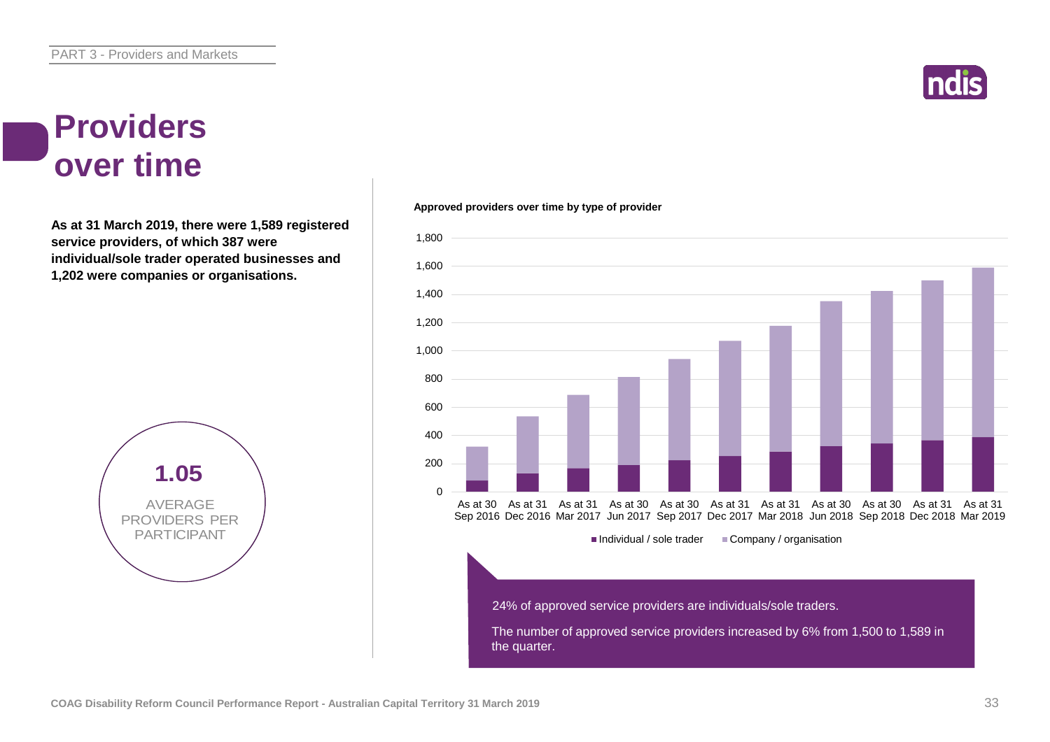# Providers over time

**As at 31 March 2019, there were 1,589 registered service providers, of which 387 were individual/sole trader operated businesses and 1,202 were companies or organisations.**

**1.05**

AVERAGE PROVIDERS PER PARTICIPANT

**Approved providers over time by type of provider**

| | Individual / sole trader | Company / organisation |
|---|---|---|
| As at 30 Sep 2016 | | |
| As at 31 Dec 2016 | | |
| As at 31 Mar 2017 | | |
| As at 30 Jun 2017 | | |
| As at 30 Sep 2017 | | |
| As at 31 Dec 2017 | | |
| As at 31 Mar 2018 | | |
| As at 30 Jun 2018 | | |
| As at 30 Sep 2018 | | |
| As at 31 Dec 2018 | | |
| As at 31 Mar 2019 | 387 | 1,202 |

24% of approved service providers are individuals/sole traders.

The number of approved service providers increased by 6% from 1,500 to 1,589 in the quarter.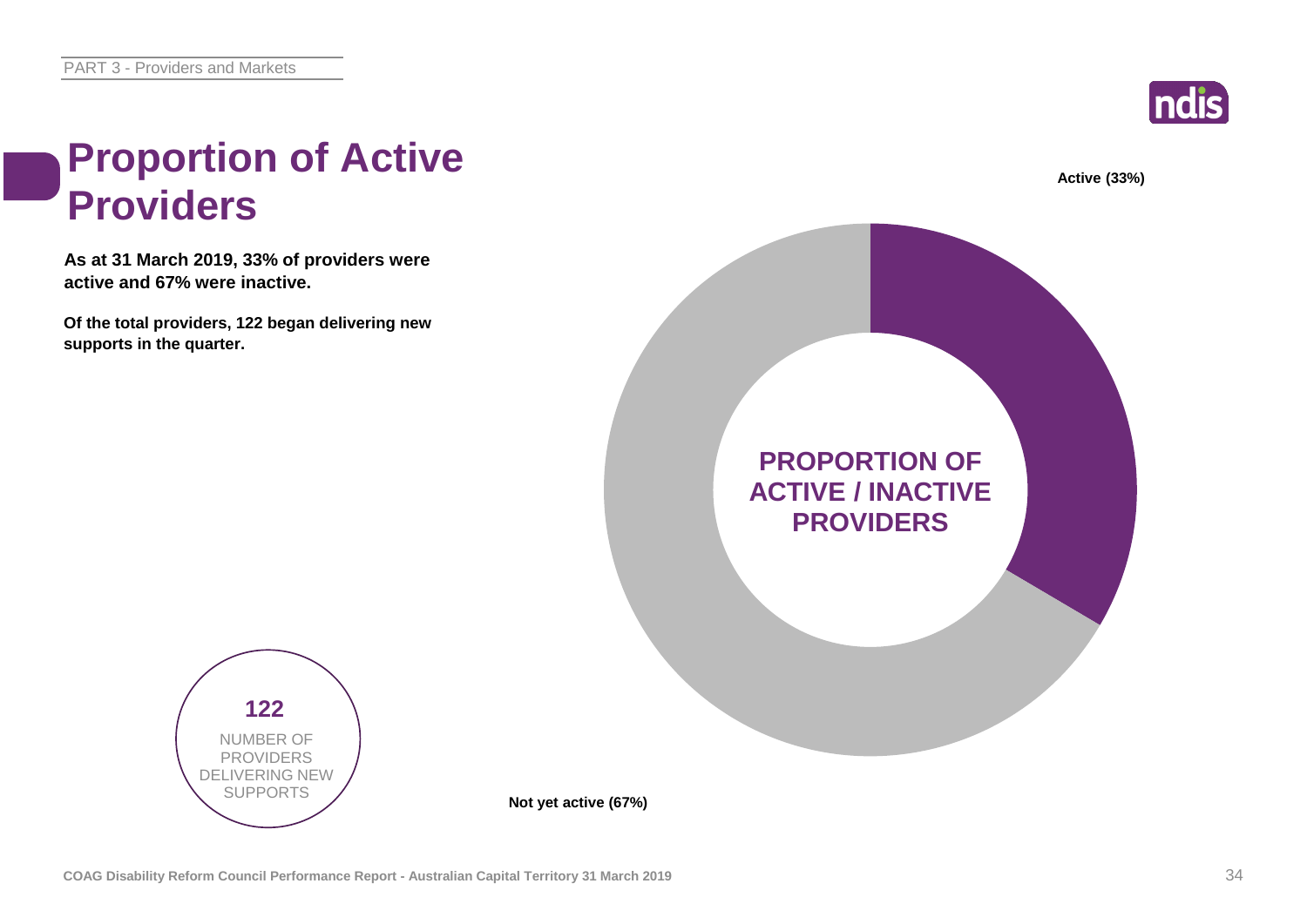# Proportion of Active Providers

**As at 31 March 2019, 33% of providers were active and 67% were inactive.**

**Of the total providers, 122 began delivering new supports in the quarter.**

**PROPORTION OF ACTIVE / INACTIVE PROVIDERS**

**Active (33%)**

**Not yet active (67%)**

**122**

NUMBER OF PROVIDERS DELIVERING NEW SUPPORTS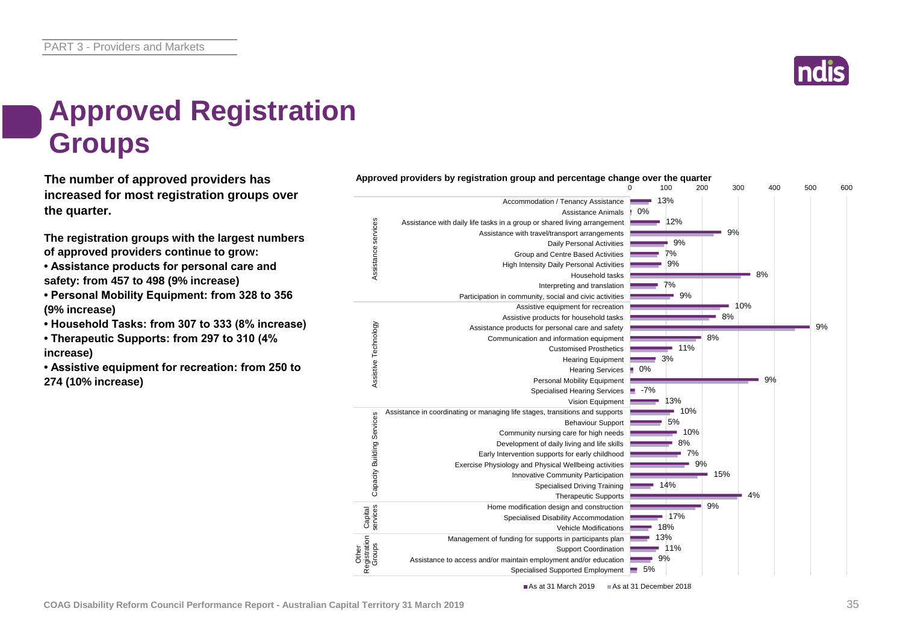# Approved Registration Groups

**The number of approved providers has increased for most registration groups over the quarter.**

**The registration groups with the largest numbers of approved providers continue to grow:**

- **Assistance products for personal care and safety: from 457 to 498 (9% increase)**
- **Personal Mobility Equipment: from 328 to 356 (9% increase)**
- **Household Tasks: from 307 to 333 (8% increase)**
- **Therapeutic Supports: from 297 to 310 (4% increase)**
- **Assistive equipment for recreation: from 250 to 274 (10% increase)**

**Approved providers by registration group and percentage change over the quarter**

| Category | Registration group | % change |
|---|---|---|
| Assistance services | Accommodation / Tenancy Assistance | 13% |
| | Assistance Animals | 0% |
| | Assistance with daily life tasks in a group or shared living arrangement | 12% |
| | Assistance with travel/transport arrangements | 9% |
| | Daily Personal Activities | 9% |
| | Group and Centre Based Activities | 7% |
| | High Intensity Daily Personal Activities | 9% |
| | Household tasks | 8% |
| | Interpreting and translation | 7% |
| | Participation in community, social and civic activities | 9% |
| Assistive Technology | Assistive equipment for recreation | 10% |
| | Assistive products for household tasks | 8% |
| | Assistance products for personal care and safety | 9% |
| | Communication and information equipment | 8% |
| | Customised Prosthetics | 11% |
| | Hearing Equipment | 3% |
| | Hearing Services | 0% |
| | Personal Mobility Equipment | 9% |
| | Specialised Hearing Services | -7% |
| | Vision Equipment | 13% |
| Capacity Building Services | Assistance in coordinating or managing life stages, transitions and supports | 10% |
| | Behaviour Support | 5% |
| | Community nursing care for high needs | 10% |
| | Development of daily living and life skills | 8% |
| | Early Intervention supports for early childhood | 7% |
| | Exercise Physiology and Physical Wellbeing activities | 9% |
| | Innovative Community Participation | 15% |
| | Specialised Driving Training | 14% |
| | Therapeutic Supports | 4% |
| Capital services | Home modification design and construction | 9% |
| | Specialised Disability Accommodation | 17% |
| | Vehicle Modifications | 18% |
| Other Registration Groups | Management of funding for supports in participants plan | 13% |
| | Support Coordination | 11% |
| | Assistance to access and/or maintain employment and/or education | 9% |
| | Specialised Supported Employment | 5% |

■ As at 31 March 2019 ■ As at 31 December 2018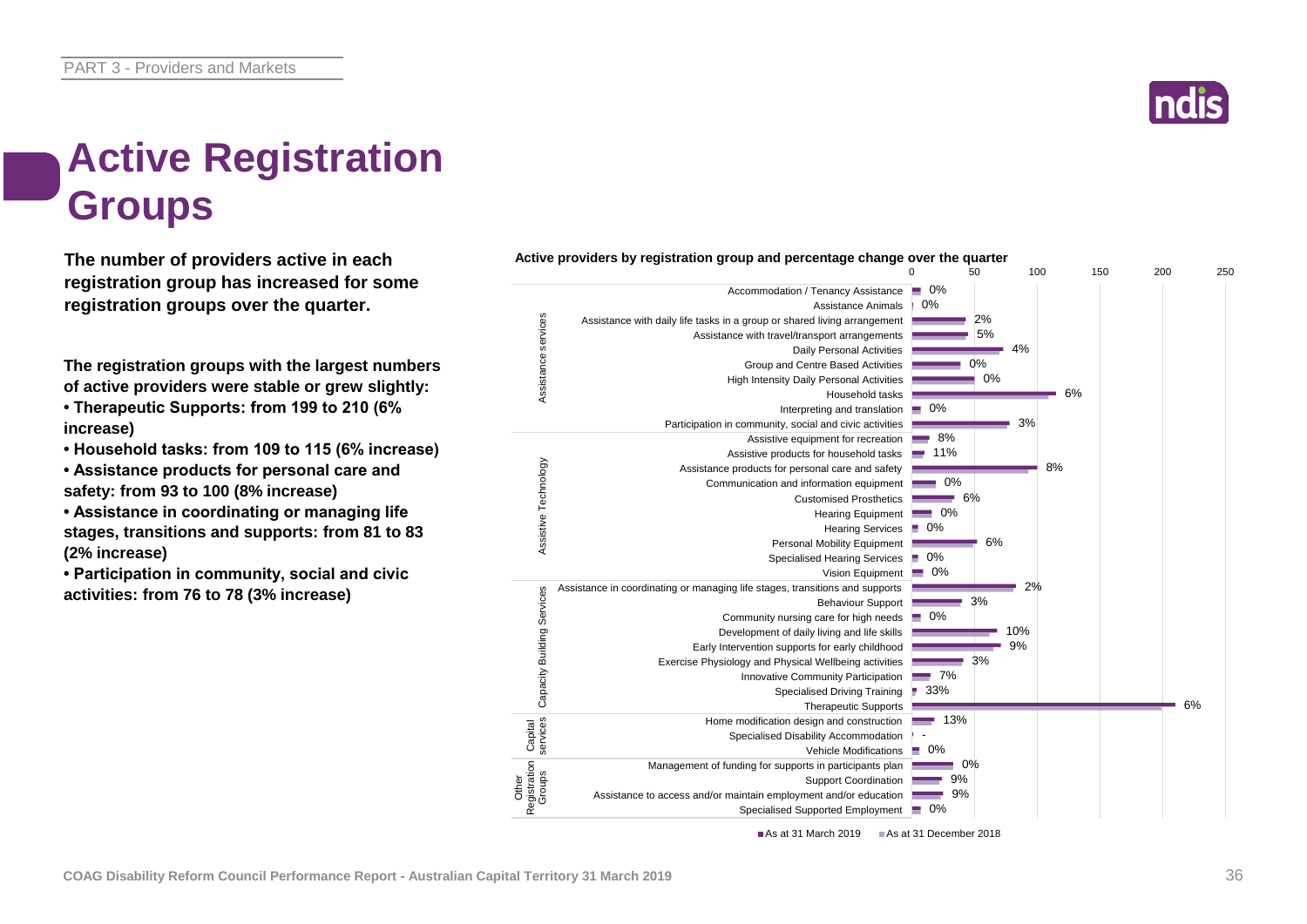# Active Registration Groups

**The number of providers active in each registration group has increased for some registration groups over the quarter.**

**The registration groups with the largest numbers of active providers were stable or grew slightly:**

- **Therapeutic Supports: from 199 to 210 (6% increase)**
- **Household tasks: from 109 to 115 (6% increase)**
- **Assistance products for personal care and safety: from 93 to 100 (8% increase)**
- **Assistance in coordinating or managing life stages, transitions and supports: from 81 to 83 (2% increase)**
- **Participation in community, social and civic activities: from 76 to 78 (3% increase)**

**Active providers by registration group and percentage change over the quarter**

| Category | Registration group | Percentage change |
|---|---|---|
| Assistance services | Accommodation / Tenancy Assistance | 0% |
| | Assistance Animals | 0% |
| | Assistance with daily life tasks in a group or shared living arrangement | 2% |
| | Assistance with travel/transport arrangements | 5% |
| | Daily Personal Activities | 4% |
| | Group and Centre Based Activities | 0% |
| | High Intensity Daily Personal Activities | 0% |
| | Household tasks | 6% |
| | Interpreting and translation | 0% |
| | Participation in community, social and civic activities | 3% |
| Assistive Technology | Assistive equipment for recreation | 8% |
| | Assistive products for household tasks | 11% |
| | Assistance products for personal care and safety | 8% |
| | Communication and information equipment | 0% |
| | Customised Prosthetics | 6% |
| | Hearing Equipment | 0% |
| | Hearing Services | 0% |
| | Personal Mobility Equipment | 6% |
| | Specialised Hearing Services | 0% |
| | Vision Equipment | 0% |
| Capacity Building Services | Assistance in coordinating or managing life stages, transitions and supports | 2% |
| | Behaviour Support | 3% |
| | Community nursing care for high needs | 0% |
| | Development of daily living and life skills | 10% |
| | Early Intervention supports for early childhood | 9% |
| | Exercise Physiology and Physical Wellbeing activities | 3% |
| | Innovative Community Participation | 7% |
| | Specialised Driving Training | 33% |
| | Therapeutic Supports | 6% |
| Capital services | Home modification design and construction | 13% |
| | Specialised Disability Accommodation | - |
| | Vehicle Modifications | 0% |
| Other Registration Groups | Management of funding for supports in participants plan | 0% |
| | Support Coordination | 9% |
| | Assistance to access and/or maintain employment and/or education | 9% |
| | Specialised Supported Employment | 0% |

■ As at 31 March 2019 ■ As at 31 December 2018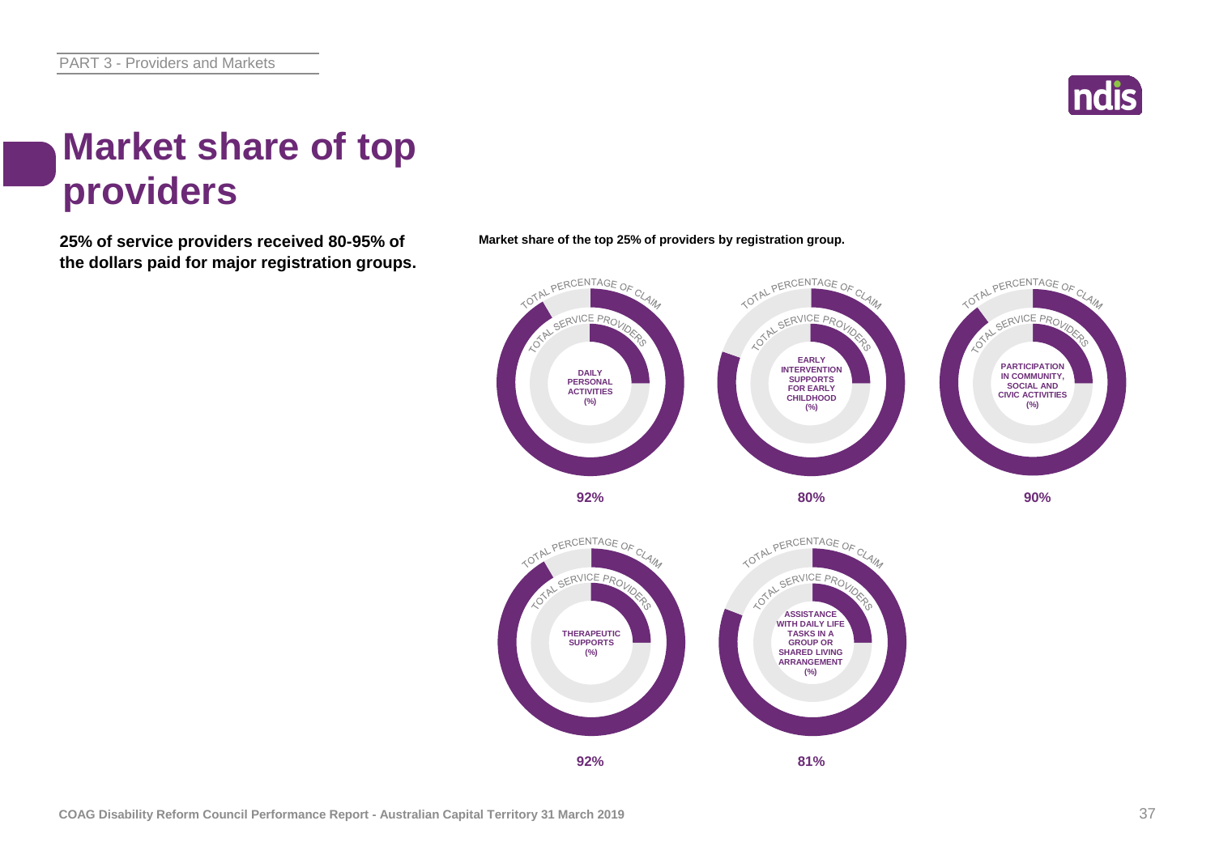# Market share of top providers

**25% of service providers received 80-95% of the dollars paid for major registration groups.**

**Market share of the top 25% of providers by registration group.**

| Registration group | Total percentage of claim |
|---|---|
| Daily Personal Activities (%) | 92% |
| Early Intervention Supports for Early Childhood (%) | 80% |
| Participation in Community, Social and Civic Activities (%) | 90% |
| Therapeutic Supports (%) | 92% |
| Assistance with Daily Life Tasks in a Group or Shared Living Arrangement (%) | 81% |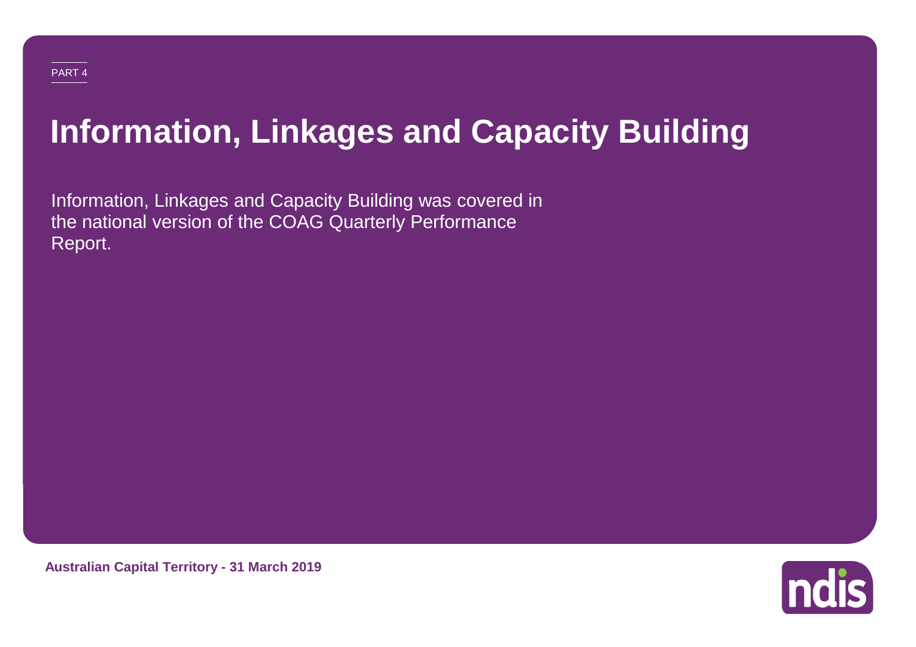PART 4

# Information, Linkages and Capacity Building

Information, Linkages and Capacity Building was covered in the national version of the COAG Quarterly Performance Report.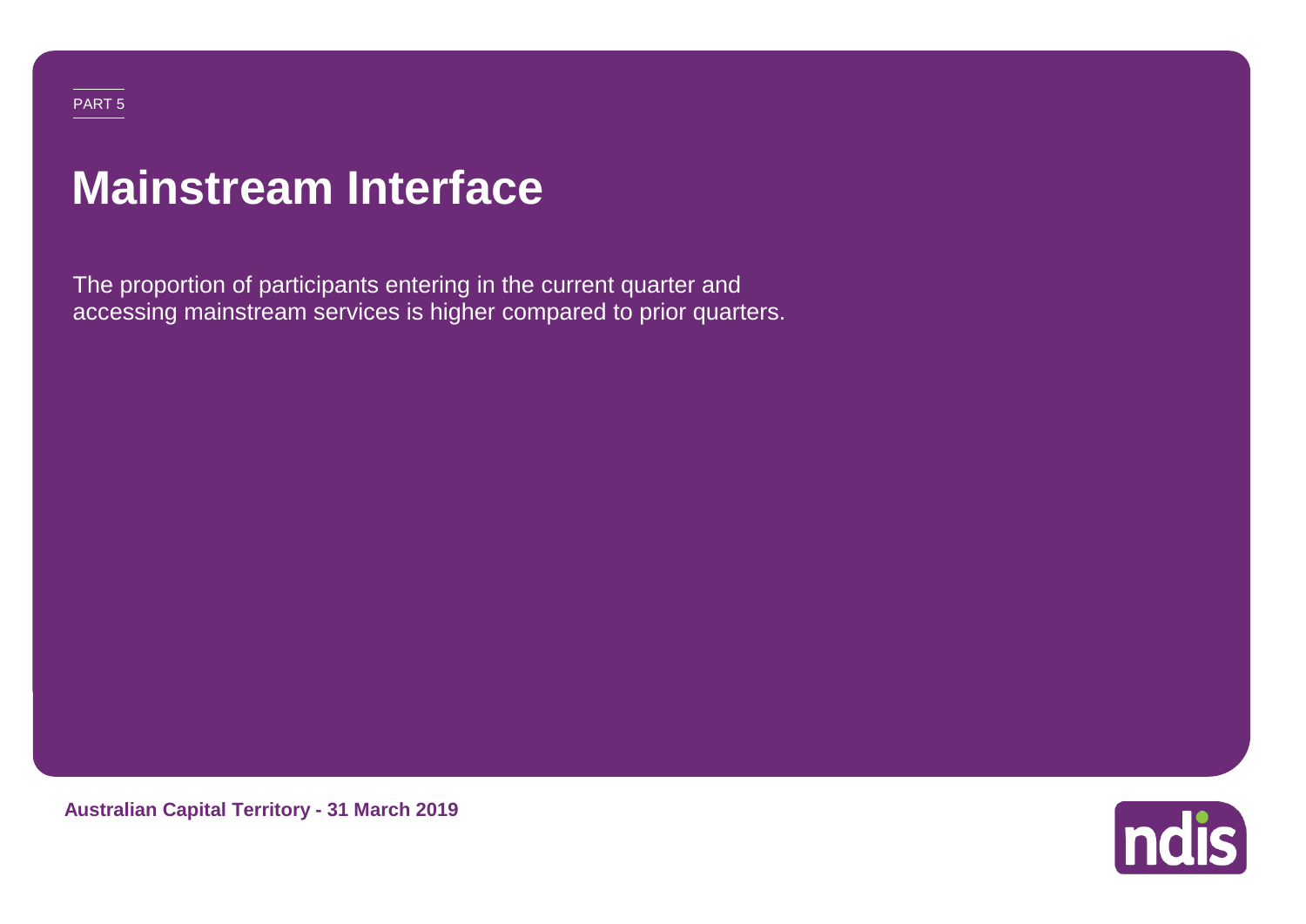PART 5

# Mainstream Interface

The proportion of participants entering in the current quarter and accessing mainstream services is higher compared to prior quarters.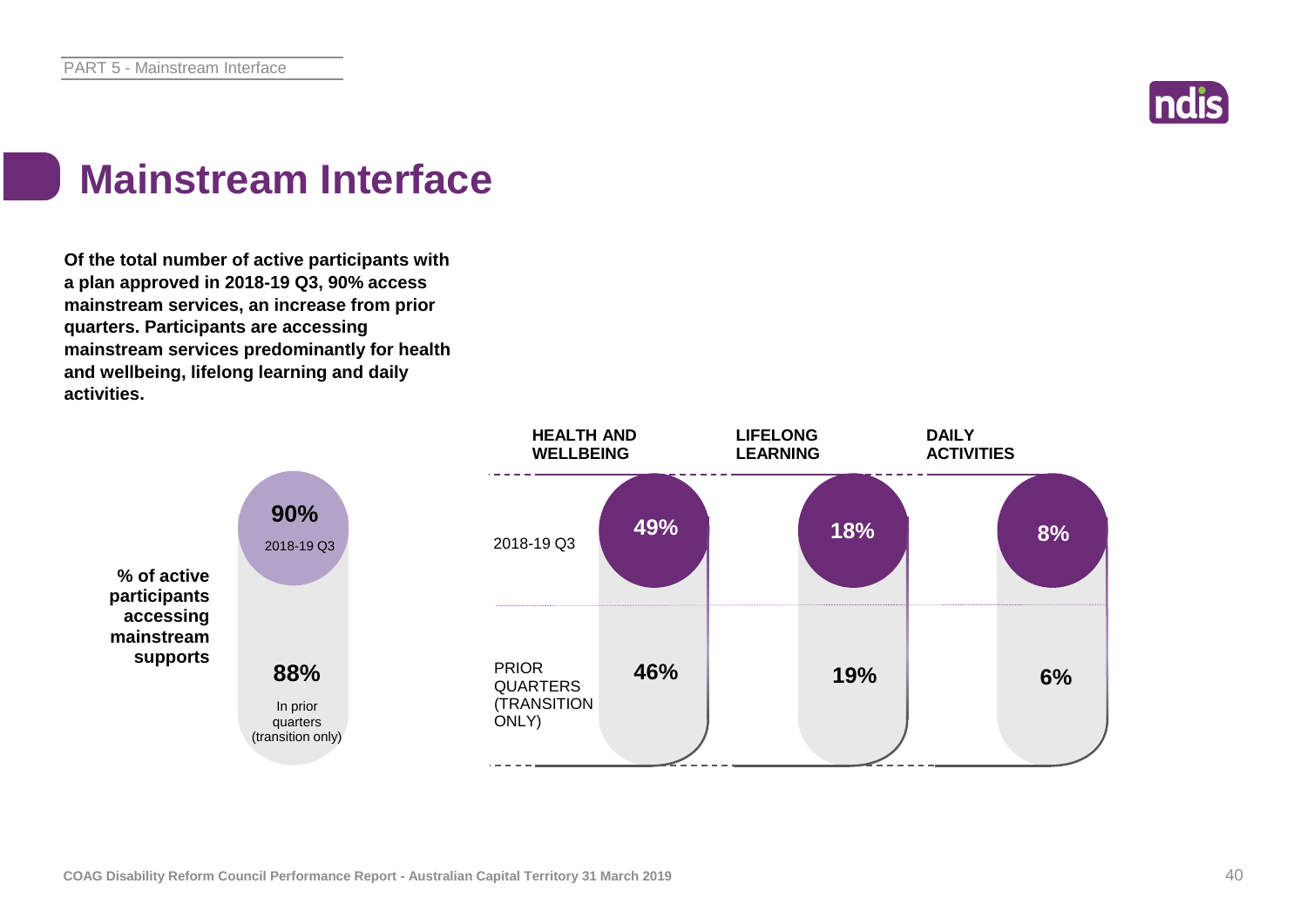# Mainstream Interface

**Of the total number of active participants with a plan approved in 2018-19 Q3, 90% access mainstream services, an increase from prior quarters. Participants are accessing mainstream services predominantly for health and wellbeing, lifelong learning and daily activities.**

**% of active participants accessing mainstream supports**

| | % of active participants accessing mainstream supports |
|---|---|
| 2018-19 Q3 | 90% |
| In prior quarters (transition only) | 88% |

| | HEALTH AND WELLBEING | LIFELONG LEARNING | DAILY ACTIVITIES |
|---|---|---|---|
| 2018-19 Q3 | 49% | 18% | 8% |
| PRIOR QUARTERS (TRANSITION ONLY) | 46% | 19% | 6% |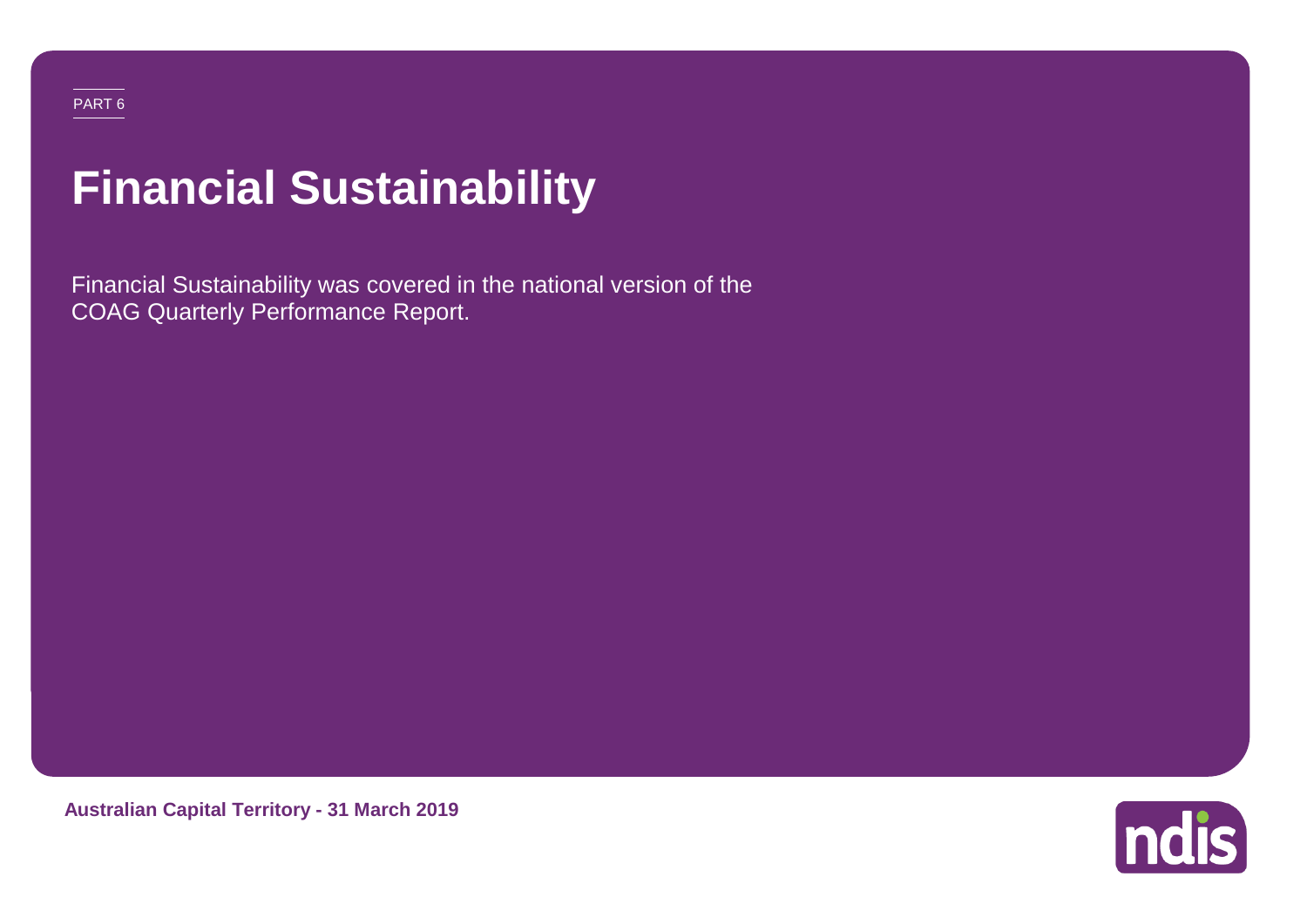PART 6

# Financial Sustainability

Financial Sustainability was covered in the national version of the COAG Quarterly Performance Report.

**Australian Capital Territory - 31 March 2019**